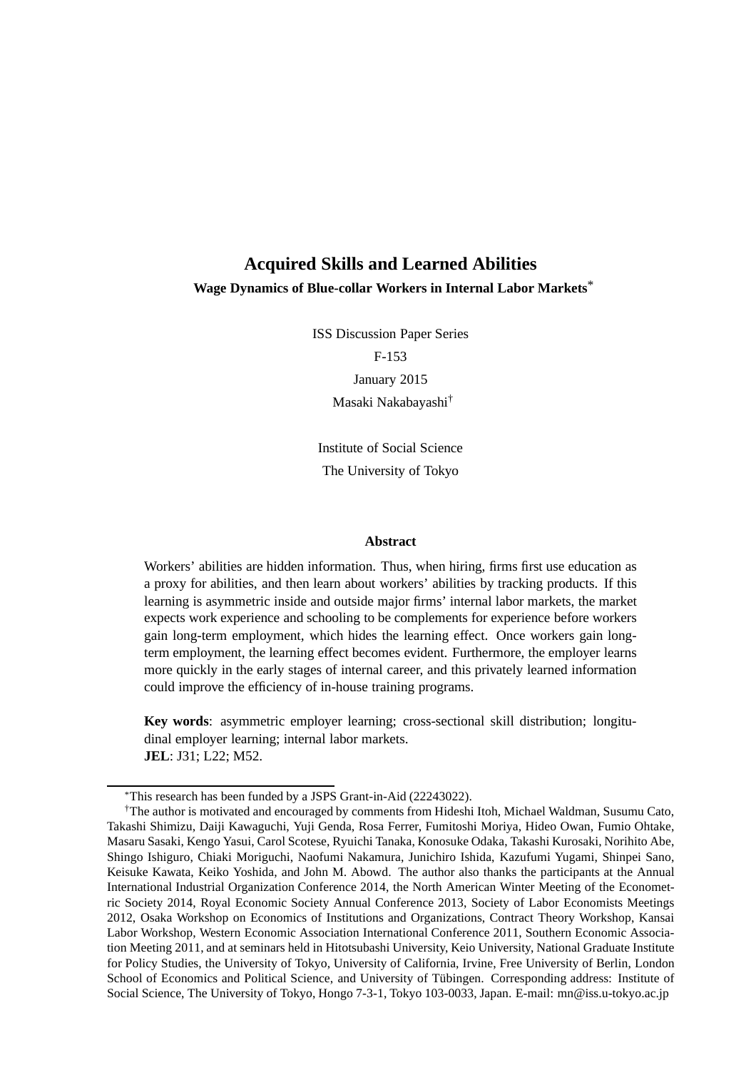# Acquired Skills and Learned Abilities

**Wage Dynamics of Blue-collar Workers in Internal Labor Markets***

ISS Discussion Paper Series

F-153

January 2015

Masaki Nakabayashi†

Institute of Social Science

The University of Tokyo

**Abstract**

Workers' abilities are hidden information. Thus, when hiring, firms first use education as a proxy for abilities, and then learn about workers' abilities by tracking products. If this learning is asymmetric inside and outside major firms' internal labor markets, the market expects work experience and schooling to be complements for experience before workers gain long-term employment, which hides the learning effect. Once workers gain long-term employment, the learning effect becomes evident. Furthermore, the employer learns more quickly in the early stages of internal career, and this privately learned information could improve the efficiency of in-house training programs.

**Key words**: asymmetric employer learning; cross-sectional skill distribution; longitudinal employer learning; internal labor markets.

**JEL**: J31; L22; M52.

---

*This research has been funded by a JSPS Grant-in-Aid (22243022).

†The author is motivated and encouraged by comments from Hideshi Itoh, Michael Waldman, Susumu Cato, Takashi Shimizu, Daiji Kawaguchi, Yuji Genda, Rosa Ferrer, Fumitoshi Moriya, Hideo Owan, Fumio Ohtake, Masaru Sasaki, Kengo Yasui, Carol Scotese, Ryuichi Tanaka, Konosuke Odaka, Takashi Kurosaki, Norihito Abe, Shingo Ishiguro, Chiaki Moriguchi, Naofumi Nakamura, Junichiro Ishida, Kazufumi Yugami, Shinpei Sano, Keisuke Kawata, Keiko Yoshida, and John M. Abowd. The author also thanks the participants at the Annual International Industrial Organization Conference 2014, the North American Winter Meeting of the Econometric Society 2014, Royal Economic Society Annual Conference 2013, Society of Labor Economists Meetings 2012, Osaka Workshop on Economics of Institutions and Organizations, Contract Theory Workshop, Kansai Labor Workshop, Western Economic Association International Conference 2011, Southern Economic Association Meeting 2011, and at seminars held in Hitotsubashi University, Keio University, National Graduate Institute for Policy Studies, the University of Tokyo, University of California, Irvine, Free University of Berlin, London School of Economics and Political Science, and University of Tübingen. Corresponding address: Institute of Social Science, The University of Tokyo, Hongo 7-3-1, Tokyo 103-0033, Japan. E-mail: mn@iss.u-tokyo.ac.jp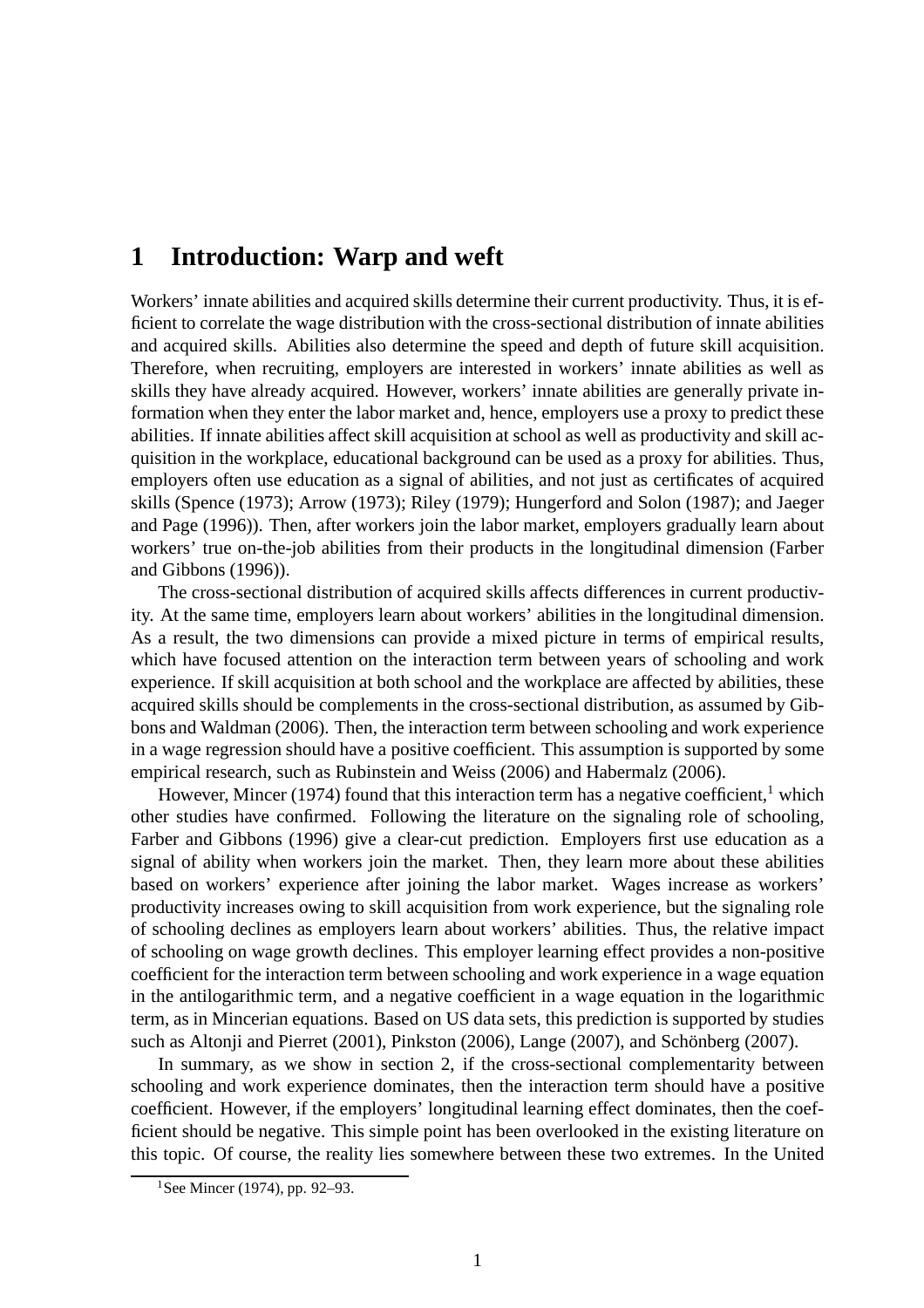# 1 Introduction: Warp and weft

Workers' innate abilities and acquired skills determine their current productivity. Thus, it is efficient to correlate the wage distribution with the cross-sectional distribution of innate abilities and acquired skills. Abilities also determine the speed and depth of future skill acquisition. Therefore, when recruiting, employers are interested in workers' innate abilities as well as skills they have already acquired. However, workers' innate abilities are generally private information when they enter the labor market and, hence, employers use a proxy to predict these abilities. If innate abilities affect skill acquisition at school as well as productivity and skill acquisition in the workplace, educational background can be used as a proxy for abilities. Thus, employers often use education as a signal of abilities, and not just as certificates of acquired skills (Spence (1973); Arrow (1973); Riley (1979); Hungerford and Solon (1987); and Jaeger and Page (1996)). Then, after workers join the labor market, employers gradually learn about workers' true on-the-job abilities from their products in the longitudinal dimension (Farber and Gibbons (1996)).

The cross-sectional distribution of acquired skills affects differences in current productivity. At the same time, employers learn about workers' abilities in the longitudinal dimension. As a result, the two dimensions can provide a mixed picture in terms of empirical results, which have focused attention on the interaction term between years of schooling and work experience. If skill acquisition at both school and the workplace are affected by abilities, these acquired skills should be complements in the cross-sectional distribution, as assumed by Gibbons and Waldman (2006). Then, the interaction term between schooling and work experience in a wage regression should have a positive coefficient. This assumption is supported by some empirical research, such as Rubinstein and Weiss (2006) and Habermalz (2006).

However, Mincer (1974) found that this interaction term has a negative coefficient,[1] which other studies have confirmed. Following the literature on the signaling role of schooling, Farber and Gibbons (1996) give a clear-cut prediction. Employers first use education as a signal of ability when workers join the market. Then, they learn more about these abilities based on workers' experience after joining the labor market. Wages increase as workers' productivity increases owing to skill acquisition from work experience, but the signaling role of schooling declines as employers learn about workers' abilities. Thus, the relative impact of schooling on wage growth declines. This employer learning effect provides a non-positive coefficient for the interaction term between schooling and work experience in a wage equation in the antilogarithmic term, and a negative coefficient in a wage equation in the logarithmic term, as in Mincerian equations. Based on US data sets, this prediction is supported by studies such as Altonji and Pierret (2001), Pinkston (2006), Lange (2007), and Schönberg (2007).

In summary, as we show in section 2, if the cross-sectional complementarity between schooling and work experience dominates, then the interaction term should have a positive coefficient. However, if the employers' longitudinal learning effect dominates, then the coefficient should be negative. This simple point has been overlooked in the existing literature on this topic. Of course, the reality lies somewhere between these two extremes. In the United

[1] See Mincer (1974), pp. 92–93.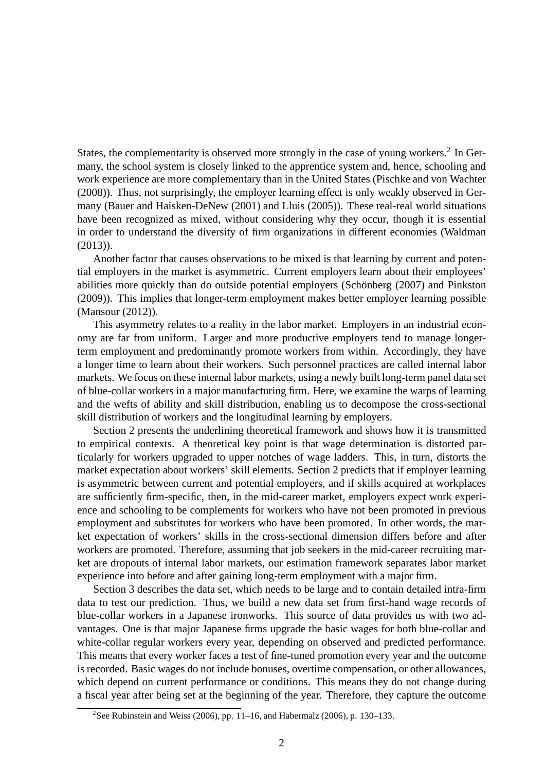States, the complementarity is observed more strongly in the case of young workers.[2] In Germany, the school system is closely linked to the apprentice system and, hence, schooling and work experience are more complementary than in the United States (Pischke and von Wachter (2008)). Thus, not surprisingly, the employer learning effect is only weakly observed in Germany (Bauer and Haisken-DeNew (2001) and Lluis (2005)). These real-real world situations have been recognized as mixed, without considering why they occur, though it is essential in order to understand the diversity of firm organizations in different economies (Waldman (2013)).

Another factor that causes observations to be mixed is that learning by current and potential employers in the market is asymmetric. Current employers learn about their employees' abilities more quickly than do outside potential employers (Schönberg (2007) and Pinkston (2009)). This implies that longer-term employment makes better employer learning possible (Mansour (2012)).

This asymmetry relates to a reality in the labor market. Employers in an industrial economy are far from uniform. Larger and more productive employers tend to manage longer-term employment and predominantly promote workers from within. Accordingly, they have a longer time to learn about their workers. Such personnel practices are called internal labor markets. We focus on these internal labor markets, using a newly built long-term panel data set of blue-collar workers in a major manufacturing firm. Here, we examine the warps of learning and the wefts of ability and skill distribution, enabling us to decompose the cross-sectional skill distribution of workers and the longitudinal learning by employers.

Section 2 presents the underlining theoretical framework and shows how it is transmitted to empirical contexts. A theoretical key point is that wage determination is distorted particularly for workers upgraded to upper notches of wage ladders. This, in turn, distorts the market expectation about workers' skill elements. Section 2 predicts that if employer learning is asymmetric between current and potential employers, and if skills acquired at workplaces are sufficiently firm-specific, then, in the mid-career market, employers expect work experience and schooling to be complements for workers who have not been promoted in previous employment and substitutes for workers who have been promoted. In other words, the market expectation of workers' skills in the cross-sectional dimension differs before and after workers are promoted. Therefore, assuming that job seekers in the mid-career recruiting market are dropouts of internal labor markets, our estimation framework separates labor market experience into before and after gaining long-term employment with a major firm.

Section 3 describes the data set, which needs to be large and to contain detailed intra-firm data to test our prediction. Thus, we build a new data set from first-hand wage records of blue-collar workers in a Japanese ironworks. This source of data provides us with two advantages. One is that major Japanese firms upgrade the basic wages for both blue-collar and white-collar regular workers every year, depending on observed and predicted performance. This means that every worker faces a test of fine-tuned promotion every year and the outcome is recorded. Basic wages do not include bonuses, overtime compensation, or other allowances, which depend on current performance or conditions. This means they do not change during a fiscal year after being set at the beginning of the year. Therefore, they capture the outcome

[2] See Rubinstein and Weiss (2006), pp. 11–16, and Habermalz (2006), p. 130–133.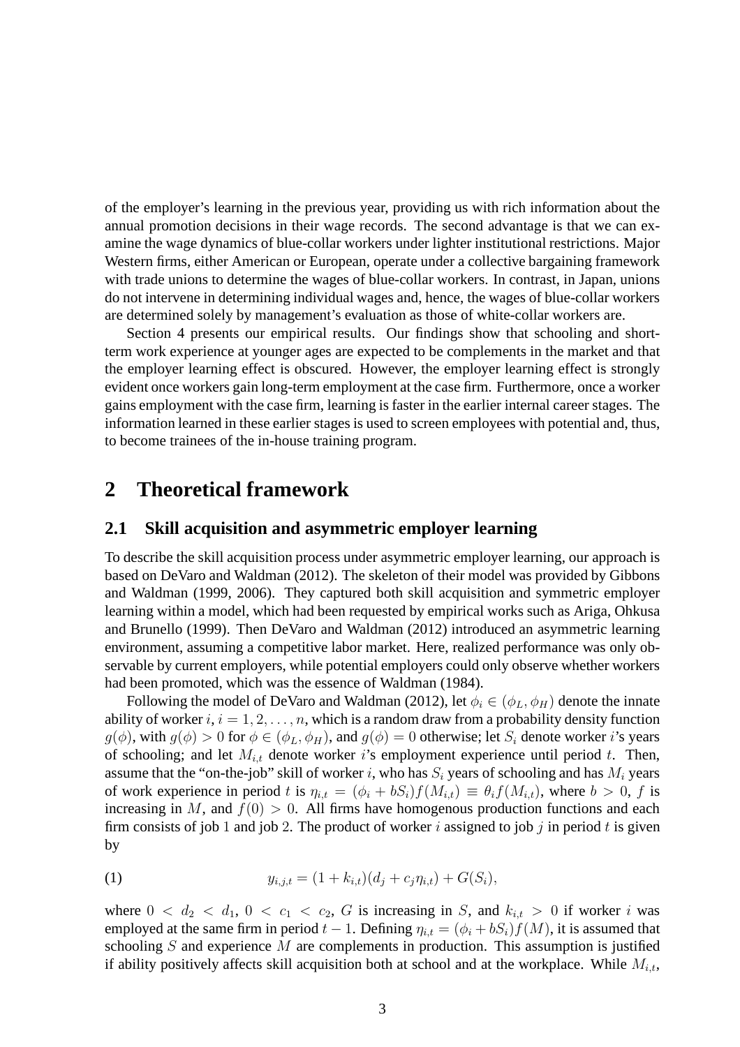of the employer's learning in the previous year, providing us with rich information about the annual promotion decisions in their wage records. The second advantage is that we can examine the wage dynamics of blue-collar workers under lighter institutional restrictions. Major Western firms, either American or European, operate under a collective bargaining framework with trade unions to determine the wages of blue-collar workers. In contrast, in Japan, unions do not intervene in determining individual wages and, hence, the wages of blue-collar workers are determined solely by management's evaluation as those of white-collar workers are.

Section 4 presents our empirical results. Our findings show that schooling and short-term work experience at younger ages are expected to be complements in the market and that the employer learning effect is obscured. However, the employer learning effect is strongly evident once workers gain long-term employment at the case firm. Furthermore, once a worker gains employment with the case firm, learning is faster in the earlier internal career stages. The information learned in these earlier stages is used to screen employees with potential and, thus, to become trainees of the in-house training program.

## 2 Theoretical framework

### 2.1 Skill acquisition and asymmetric employer learning

To describe the skill acquisition process under asymmetric employer learning, our approach is based on DeVaro and Waldman (2012). The skeleton of their model was provided by Gibbons and Waldman (1999, 2006). They captured both skill acquisition and symmetric employer learning within a model, which had been requested by empirical works such as Ariga, Ohkusa and Brunello (1999). Then DeVaro and Waldman (2012) introduced an asymmetric learning environment, assuming a competitive labor market. Here, realized performance was only observable by current employers, while potential employers could only observe whether workers had been promoted, which was the essence of Waldman (1984).

Following the model of DeVaro and Waldman (2012), let $\phi_i \in (\phi_L, \phi_H)$ denote the innate ability of worker $i$, $i = 1, 2, \ldots, n$, which is a random draw from a probability density function $g(\phi)$, with $g(\phi) > 0$ for $\phi \in (\phi_L, \phi_H)$, and $g(\phi) = 0$ otherwise; let $S_i$ denote worker $i$'s years of schooling; and let $M_{i,t}$ denote worker $i$'s employment experience until period $t$. Then, assume that the "on-the-job" skill of worker $i$, who has $S_i$ years of schooling and has $M_i$ years of work experience in period $t$ is $\eta_{i,t} = (\phi_i + bS_i)f(M_{i,t}) \equiv \theta_i f(M_{i,t})$, where $b > 0$, $f$ is increasing in $M$, and $f(0) > 0$. All firms have homogenous production functions and each firm consists of job 1 and job 2. The product of worker $i$ assigned to job $j$ in period $t$ is given by

$$y_{i,j,t} = (1 + k_{i,t})(d_j + c_j\eta_{i,t}) + G(S_i), \tag{1}$$

where $0 < d_2 < d_1$, $0 < c_1 < c_2$, $G$ is increasing in $S$, and $k_{i,t} > 0$ if worker $i$ was employed at the same firm in period $t - 1$. Defining $\eta_{i,t} = (\phi_i + bS_i)f(M)$, it is assumed that schooling $S$ and experience $M$ are complements in production. This assumption is justified if ability positively affects skill acquisition both at school and at the workplace. While $M_{i,t}$,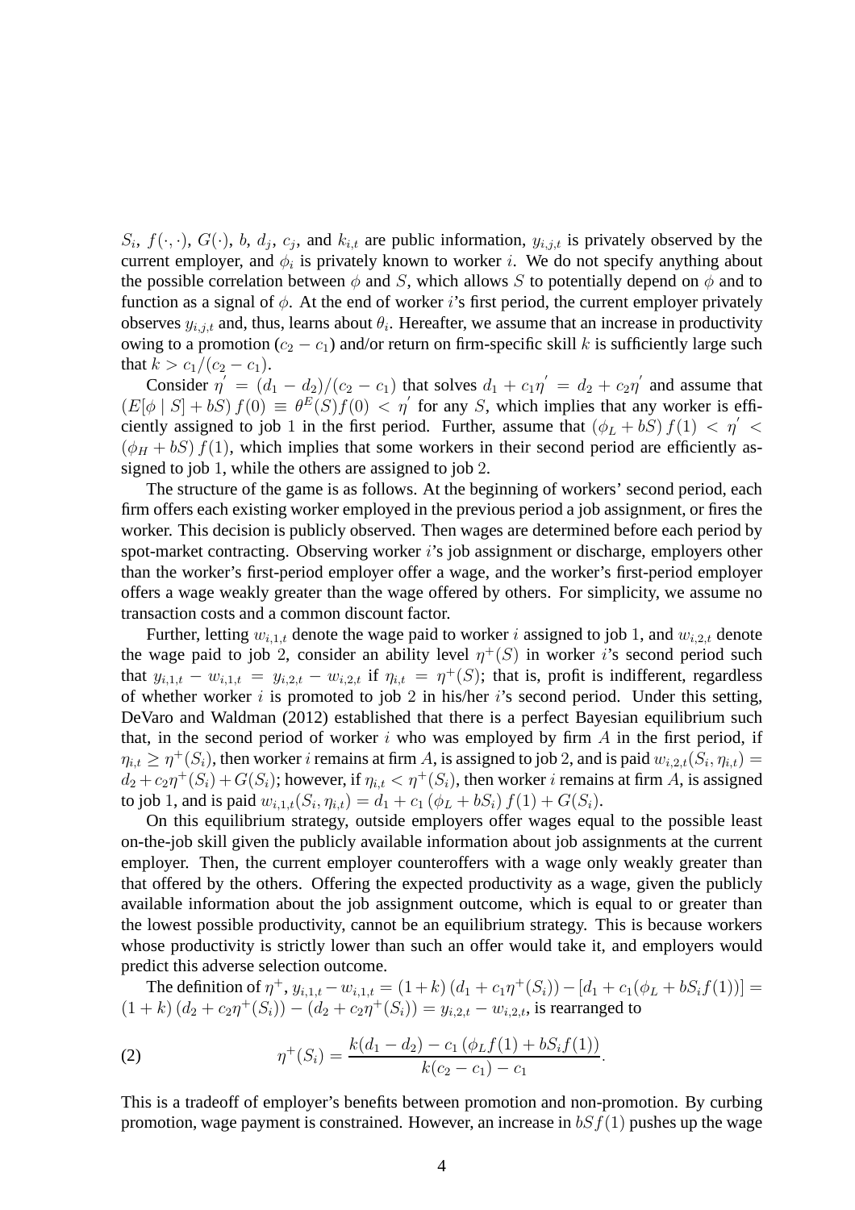$S_i$, $f(\cdot,\cdot)$, $G(\cdot)$, $b$, $d_j$, $c_j$, and $k_{i,t}$ are public information, $y_{i,j,t}$ is privately observed by the current employer, and $\phi_i$ is privately known to worker $i$. We do not specify anything about the possible correlation between $\phi$ and $S$, which allows $S$ to potentially depend on $\phi$ and to function as a signal of $\phi$. At the end of worker $i$'s first period, the current employer privately observes $y_{i,j,t}$ and, thus, learns about $\theta_i$. Hereafter, we assume that an increase in productivity owing to a promotion $(c_2 - c_1)$ and/or return on firm-specific skill $k$ is sufficiently large such that $k > c_1/(c_2 - c_1)$.

Consider $\eta' = (d_1 - d_2)/(c_2 - c_1)$ that solves $d_1 + c_1\eta' = d_2 + c_2\eta'$ and assume that $(E[\phi \mid S] + bS)\, f(0) \equiv \theta^E(S) f(0) < \eta'$ for any $S$, which implies that any worker is efficiently assigned to job 1 in the first period. Further, assume that $(\phi_L + bS)\, f(1) < \eta' < (\phi_H + bS)\, f(1)$, which implies that some workers in their second period are efficiently assigned to job 1, while the others are assigned to job 2.

The structure of the game is as follows. At the beginning of workers' second period, each firm offers each existing worker employed in the previous period a job assignment, or fires the worker. This decision is publicly observed. Then wages are determined before each period by spot-market contracting. Observing worker $i$'s job assignment or discharge, employers other than the worker's first-period employer offer a wage, and the worker's first-period employer offers a wage weakly greater than the wage offered by others. For simplicity, we assume no transaction costs and a common discount factor.

Further, letting $w_{i,1,t}$ denote the wage paid to worker $i$ assigned to job 1, and $w_{i,2,t}$ denote the wage paid to job 2, consider an ability level $\eta^+(S)$ in worker $i$'s second period such that $y_{i,1,t} - w_{i,1,t} = y_{i,2,t} - w_{i,2,t}$ if $\eta_{i,t} = \eta^+(S)$; that is, profit is indifferent, regardless of whether worker $i$ is promoted to job 2 in his/her $i$'s second period. Under this setting, DeVaro and Waldman (2012) established that there is a perfect Bayesian equilibrium such that, in the second period of worker $i$ who was employed by firm $A$ in the first period, if $\eta_{i,t} \geq \eta^+(S_i)$, then worker $i$ remains at firm $A$, is assigned to job 2, and is paid $w_{i,2,t}(S_i, \eta_{i,t}) = d_2 + c_2\eta^+(S_i) + G(S_i)$; however, if $\eta_{i,t} < \eta^+(S_i)$, then worker $i$ remains at firm $A$, is assigned to job 1, and is paid $w_{i,1,t}(S_i, \eta_{i,t}) = d_1 + c_1\,(\phi_L + bS_i)\, f(1) + G(S_i)$.

On this equilibrium strategy, outside employers offer wages equal to the possible least on-the-job skill given the publicly available information about job assignments at the current employer. Then, the current employer counteroffers with a wage only weakly greater than that offered by the others. Offering the expected productivity as a wage, given the publicly available information about the job assignment outcome, which is equal to or greater than the lowest possible productivity, cannot be an equilibrium strategy. This is because workers whose productivity is strictly lower than such an offer would take it, and employers would predict this adverse selection outcome.

The definition of $\eta^+$, $y_{i,1,t} - w_{i,1,t} = (1+k)\,(d_1 + c_1\eta^+(S_i)) - [d_1 + c_1(\phi_L + bS_i f(1))] = (1+k)\,(d_2 + c_2\eta^+(S_i)) - (d_2 + c_2\eta^+(S_i)) = y_{i,2,t} - w_{i,2,t}$, is rearranged to

$$\eta^+(S_i) = \frac{k(d_1 - d_2) - c_1\,(\phi_L f(1) + bS_i f(1))}{k(c_2 - c_1) - c_1}. \tag{2}$$

This is a tradeoff of employer's benefits between promotion and non-promotion. By curbing promotion, wage payment is constrained. However, an increase in $bSf(1)$ pushes up the wage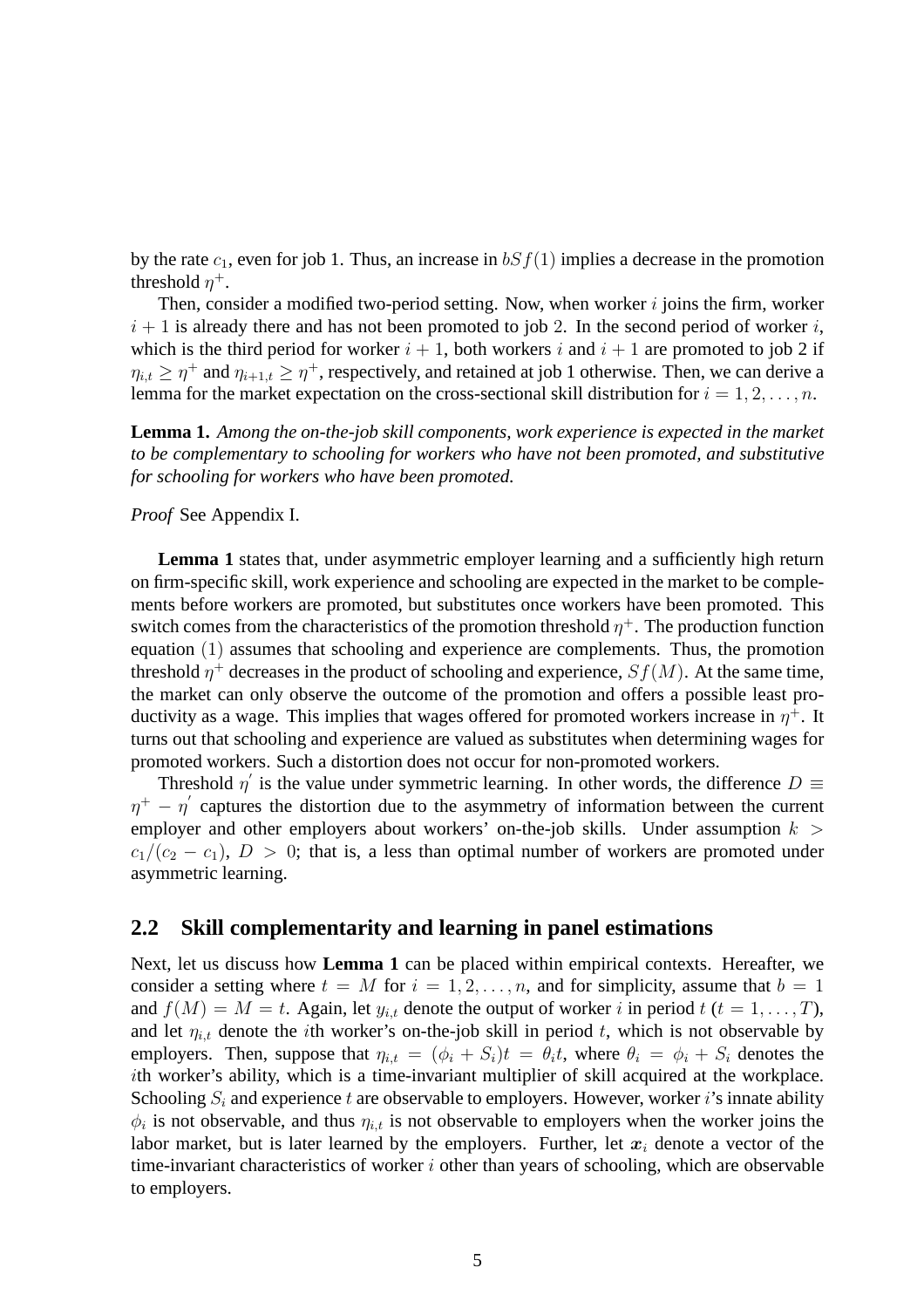by the rate $c_1$, even for job 1. Thus, an increase in $bSf(1)$ implies a decrease in the promotion threshold $\eta^+$.

Then, consider a modified two-period setting. Now, when worker $i$ joins the firm, worker $i+1$ is already there and has not been promoted to job 2. In the second period of worker $i$, which is the third period for worker $i+1$, both workers $i$ and $i+1$ are promoted to job 2 if $\eta_{i,t} \geq \eta^+$ and $\eta_{i+1,t} \geq \eta^+$, respectively, and retained at job 1 otherwise. Then, we can derive a lemma for the market expectation on the cross-sectional skill distribution for $i = 1, 2, \ldots, n$.

**Lemma 1.** *Among the on-the-job skill components, work experience is expected in the market to be complementary to schooling for workers who have not been promoted, and substitutive for schooling for workers who have been promoted.*

*Proof* See Appendix I.

**Lemma 1** states that, under asymmetric employer learning and a sufficiently high return on firm-specific skill, work experience and schooling are expected in the market to be complements before workers are promoted, but substitutes once workers have been promoted. This switch comes from the characteristics of the promotion threshold $\eta^+$. The production function equation $(1)$ assumes that schooling and experience are complements. Thus, the promotion threshold $\eta^+$ decreases in the product of schooling and experience, $Sf(M)$. At the same time, the market can only observe the outcome of the promotion and offers a possible least productivity as a wage. This implies that wages offered for promoted workers increase in $\eta^+$. It turns out that schooling and experience are valued as substitutes when determining wages for promoted workers. Such a distortion does not occur for non-promoted workers.

Threshold $\eta^{'}$ is the value under symmetric learning. In other words, the difference $D \equiv \eta^+ - \eta^{'}$ captures the distortion due to the asymmetry of information between the current employer and other employers about workers' on-the-job skills. Under assumption $k > c_1/(c_2 - c_1)$, $D > 0$; that is, a less than optimal number of workers are promoted under asymmetric learning.

## 2.2 Skill complementarity and learning in panel estimations

Next, let us discuss how **Lemma 1** can be placed within empirical contexts. Hereafter, we consider a setting where $t = M$ for $i = 1, 2, \ldots, n$, and for simplicity, assume that $b = 1$ and $f(M) = M = t$. Again, let $y_{i,t}$ denote the output of worker $i$ in period $t$ ($t = 1, \ldots, T$), and let $\eta_{i,t}$ denote the $i$th worker's on-the-job skill in period $t$, which is not observable by employers. Then, suppose that $\eta_{i,t} = (\phi_i + S_i)t = \theta_i t$, where $\theta_i = \phi_i + S_i$ denotes the $i$th worker's ability, which is a time-invariant multiplier of skill acquired at the workplace. Schooling $S_i$ and experience $t$ are observable to employers. However, worker $i$'s innate ability $\phi_i$ is not observable, and thus $\eta_{i,t}$ is not observable to employers when the worker joins the labor market, but is later learned by the employers. Further, let $\boldsymbol{x}_i$ denote a vector of the time-invariant characteristics of worker $i$ other than years of schooling, which are observable to employers.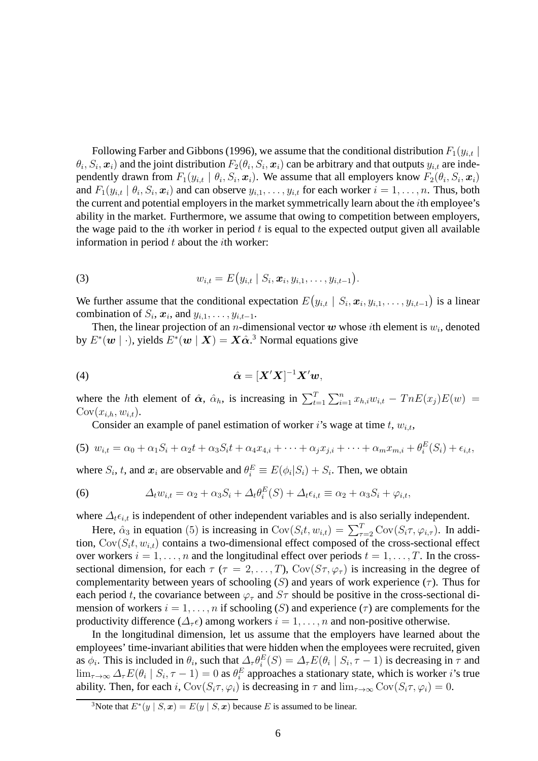Following Farber and Gibbons (1996), we assume that the conditional distribution $F_1(y_{i,t} \mid \theta_i, S_i, \boldsymbol{x}_i)$ and the joint distribution $F_2(\theta_i, S_i, \boldsymbol{x}_i)$ can be arbitrary and that outputs $y_{i,t}$ are independently drawn from $F_1(y_{i,t} \mid \theta_i, S_i, \boldsymbol{x}_i)$. We assume that all employers know $F_2(\theta_i, S_i, \boldsymbol{x}_i)$ and $F_1(y_{i,t} \mid \theta_i, S_i, \boldsymbol{x}_i)$ and can observe $y_{i,1}, \ldots, y_{i,t}$ for each worker $i = 1, \ldots, n$. Thus, both the current and potential employers in the market symmetrically learn about the $i$th employee's ability in the market. Furthermore, we assume that owing to competition between employers, the wage paid to the $i$th worker in period $t$ is equal to the expected output given all available information in period $t$ about the $i$th worker:

$$w_{i,t} = E\big(y_{i,t} \mid S_i, \boldsymbol{x}_i, y_{i,1}, \ldots, y_{i,t-1}\big). \tag{3}$$

We further assume that the conditional expectation $E\big(y_{i,t} \mid S_i, \boldsymbol{x}_i, y_{i,1}, \ldots, y_{i,t-1}\big)$ is a linear combination of $S_i$, $\boldsymbol{x}_i$, and $y_{i,1}, \ldots, y_{i,t-1}$.

Then, the linear projection of an $n$-dimensional vector $\boldsymbol{w}$ whose $i$th element is $w_i$, denoted by $E^*(\boldsymbol{w} \mid \cdot)$, yields $E^*(\boldsymbol{w} \mid \boldsymbol{X}) = \boldsymbol{X}\hat{\boldsymbol{\alpha}}$.[3] Normal equations give

$$\hat{\boldsymbol{\alpha}} = [\boldsymbol{X}'\boldsymbol{X}]^{-1}\boldsymbol{X}'\boldsymbol{w}, \tag{4}$$

where the $h$th element of $\hat{\boldsymbol{\alpha}}$, $\hat{\alpha}_h$, is increasing in $\sum_{t=1}^{T}\sum_{i=1}^{n} x_{h,i}w_{i,t} - TnE(x_j)E(w) = \mathrm{Cov}(x_{i,h}, w_{i,t})$.

Consider an example of panel estimation of worker $i$'s wage at time $t$, $w_{i,t}$,

$$w_{i,t} = \alpha_0 + \alpha_1 S_i + \alpha_2 t + \alpha_3 S_i t + \alpha_4 x_{4,i} + \cdots + \alpha_j x_{j,i} + \cdots + \alpha_m x_{m,i} + \theta_i^E(S_i) + \epsilon_{i,t}, \tag{5}$$

where $S_i$, $t$, and $\boldsymbol{x}_i$ are observable and $\theta_i^E \equiv E(\phi_i|S_i) + S_i$. Then, we obtain

$$\varDelta_t w_{i,t} = \alpha_2 + \alpha_3 S_i + \varDelta_t \theta_i^E(S) + \varDelta_t \epsilon_{i,t} \equiv \alpha_2 + \alpha_3 S_i + \varphi_{i,t}, \tag{6}$$

where $\varDelta_t \epsilon_{i,t}$ is independent of other independent variables and is also serially independent.

Here, $\hat{\alpha}_3$ in equation (5) is increasing in $\mathrm{Cov}(S_i t, w_{i,t}) = \sum_{\tau=2}^{T}\mathrm{Cov}(S_i\tau, \varphi_{i,\tau})$. In addition, $\mathrm{Cov}(S_i t, w_{i,t})$ contains a two-dimensional effect composed of the cross-sectional effect over workers $i = 1, \ldots, n$ and the longitudinal effect over periods $t = 1, \ldots, T$. In the cross-sectional dimension, for each $\tau$ ($\tau = 2, \ldots, T$), $\mathrm{Cov}(S\tau, \varphi_\tau)$ is increasing in the degree of complementarity between years of schooling ($S$) and years of work experience ($\tau$). Thus for each period $t$, the covariance between $\varphi_\tau$ and $S\tau$ should be positive in the cross-sectional dimension of workers $i = 1, \ldots, n$ if schooling ($S$) and experience ($\tau$) are complements for the productivity difference ($\varDelta_\tau \epsilon$) among workers $i = 1, \ldots, n$ and non-positive otherwise.

In the longitudinal dimension, let us assume that the employers have learned about the employees' time-invariant abilities that were hidden when the employees were recruited, given as $\phi_i$. This is included in $\theta_i$, such that $\varDelta_\tau \theta_i^E(S) = \varDelta_\tau E(\theta_i \mid S_i, \tau - 1)$ is decreasing in $\tau$ and $\lim_{\tau\to\infty} \varDelta_\tau E(\theta_i \mid S_i, \tau - 1) = 0$ as $\theta_i^E$ approaches a stationary state, which is worker $i$'s true ability. Then, for each $i$, $\mathrm{Cov}(S_i\tau, \varphi_i)$ is decreasing in $\tau$ and $\lim_{\tau\to\infty}\mathrm{Cov}(S_i\tau, \varphi_i) = 0$.

[3] Note that $E^*(y \mid S, \boldsymbol{x}) = E(y \mid S, \boldsymbol{x})$ because $E$ is assumed to be linear.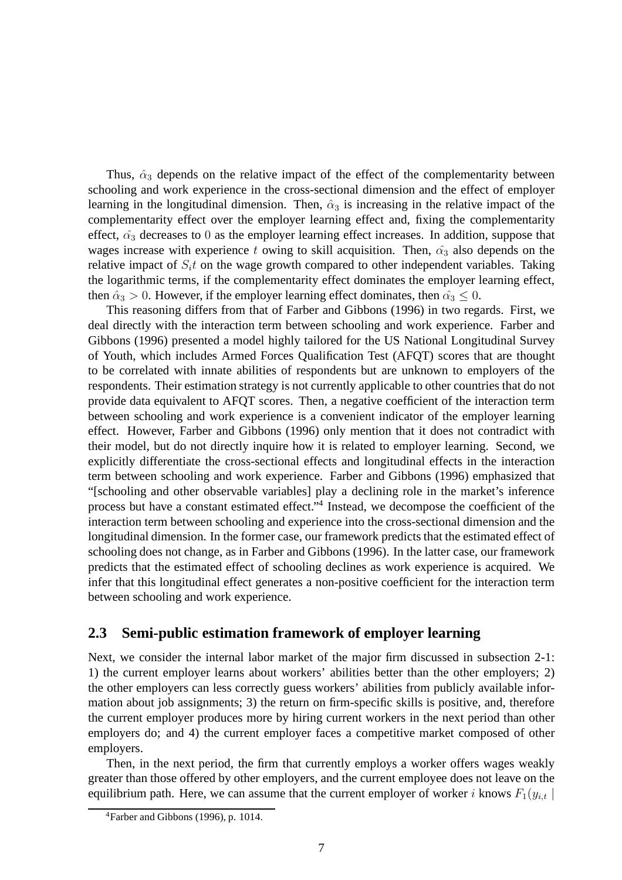Thus, $\hat{\alpha}_3$ depends on the relative impact of the effect of the complementarity between schooling and work experience in the cross-sectional dimension and the effect of employer learning in the longitudinal dimension. Then, $\hat{\alpha}_3$ is increasing in the relative impact of the complementarity effect over the employer learning effect and, fixing the complementarity effect, $\hat{\alpha_3}$ decreases to $0$ as the employer learning effect increases. In addition, suppose that wages increase with experience $t$ owing to skill acquisition. Then, $\hat{\alpha_3}$ also depends on the relative impact of $S_i t$ on the wage growth compared to other independent variables. Taking the logarithmic terms, if the complementarity effect dominates the employer learning effect, then $\hat{\alpha}_3 > 0$. However, if the employer learning effect dominates, then $\hat{\alpha_3} \leq 0$.

This reasoning differs from that of Farber and Gibbons (1996) in two regards. First, we deal directly with the interaction term between schooling and work experience. Farber and Gibbons (1996) presented a model highly tailored for the US National Longitudinal Survey of Youth, which includes Armed Forces Qualification Test (AFQT) scores that are thought to be correlated with innate abilities of respondents but are unknown to employers of the respondents. Their estimation strategy is not currently applicable to other countries that do not provide data equivalent to AFQT scores. Then, a negative coefficient of the interaction term between schooling and work experience is a convenient indicator of the employer learning effect. However, Farber and Gibbons (1996) only mention that it does not contradict with their model, but do not directly inquire how it is related to employer learning. Second, we explicitly differentiate the cross-sectional effects and longitudinal effects in the interaction term between schooling and work experience. Farber and Gibbons (1996) emphasized that "[schooling and other observable variables] play a declining role in the market's inference process but have a constant estimated effect."[4] Instead, we decompose the coefficient of the interaction term between schooling and experience into the cross-sectional dimension and the longitudinal dimension. In the former case, our framework predicts that the estimated effect of schooling does not change, as in Farber and Gibbons (1996). In the latter case, our framework predicts that the estimated effect of schooling declines as work experience is acquired. We infer that this longitudinal effect generates a non-positive coefficient for the interaction term between schooling and work experience.

## 2.3 Semi-public estimation framework of employer learning

Next, we consider the internal labor market of the major firm discussed in subsection 2-1: 1) the current employer learns about workers' abilities better than the other employers; 2) the other employers can less correctly guess workers' abilities from publicly available information about job assignments; 3) the return on firm-specific skills is positive, and, therefore the current employer produces more by hiring current workers in the next period than other employers do; and 4) the current employer faces a competitive market composed of other employers.

Then, in the next period, the firm that currently employs a worker offers wages weakly greater than those offered by other employers, and the current employee does not leave on the equilibrium path. Here, we can assume that the current employer of worker $i$ knows $F_1(y_{i,t} \mid$

[4] Farber and Gibbons (1996), p. 1014.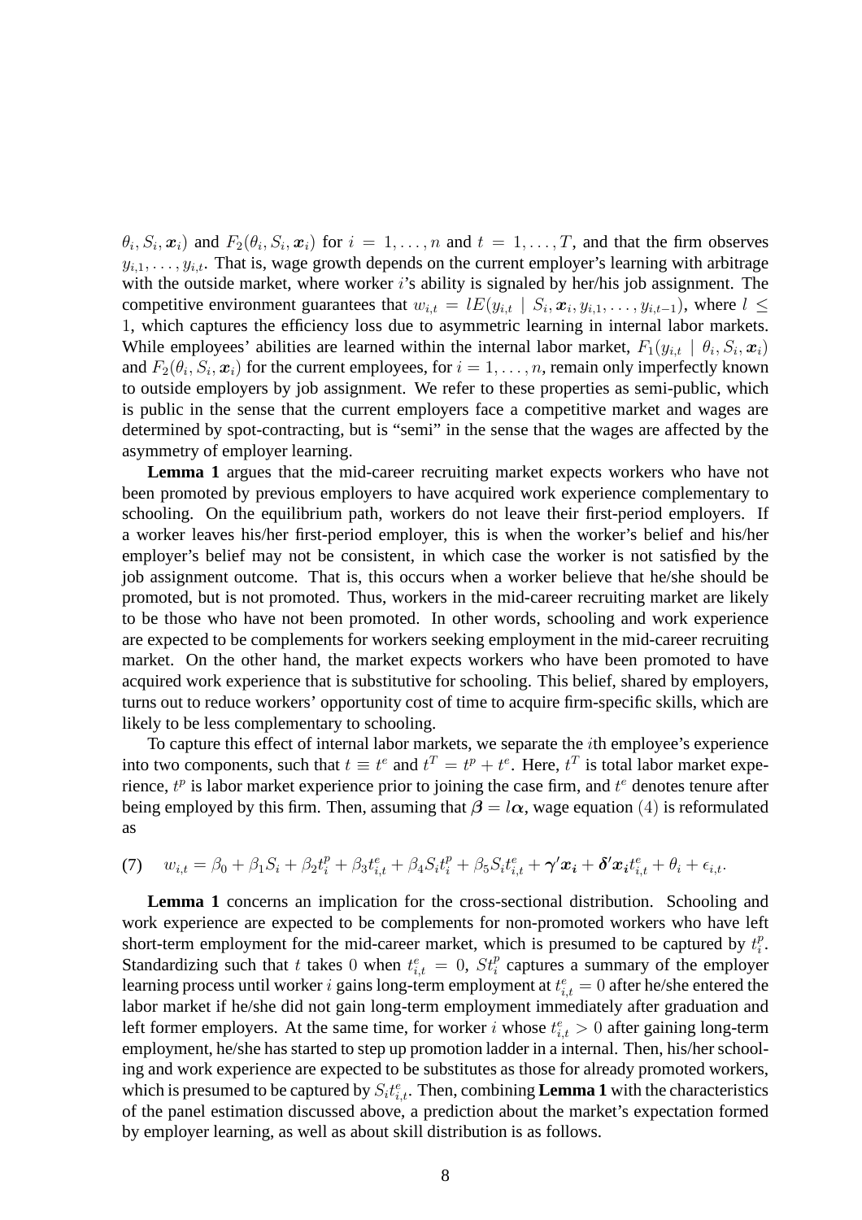$\theta_i, S_i, \boldsymbol{x}_i)$ and $F_2(\theta_i, S_i, \boldsymbol{x}_i)$ for $i = 1, \ldots, n$ and $t = 1, \ldots, T$, and that the firm observes $y_{i,1}, \ldots, y_{i,t}$. That is, wage growth depends on the current employer's learning with arbitrage with the outside market, where worker $i$'s ability is signaled by her/his job assignment. The competitive environment guarantees that $w_{i,t} = lE(y_{i,t} \mid S_i, \boldsymbol{x}_i, y_{i,1}, \ldots, y_{i,t-1})$, where $l \leq 1$, which captures the efficiency loss due to asymmetric learning in internal labor markets. While employees' abilities are learned within the internal labor market, $F_1(y_{i,t} \mid \theta_i, S_i, \boldsymbol{x}_i)$ and $F_2(\theta_i, S_i, \boldsymbol{x}_i)$ for the current employees, for $i = 1, \ldots, n$, remain only imperfectly known to outside employers by job assignment. We refer to these properties as semi-public, which is public in the sense that the current employers face a competitive market and wages are determined by spot-contracting, but is "semi" in the sense that the wages are affected by the asymmetry of employer learning.

**Lemma 1** argues that the mid-career recruiting market expects workers who have not been promoted by previous employers to have acquired work experience complementary to schooling. On the equilibrium path, workers do not leave their first-period employers. If a worker leaves his/her first-period employer, this is when the worker's belief and his/her employer's belief may not be consistent, in which case the worker is not satisfied by the job assignment outcome. That is, this occurs when a worker believe that he/she should be promoted, but is not promoted. Thus, workers in the mid-career recruiting market are likely to be those who have not been promoted. In other words, schooling and work experience are expected to be complements for workers seeking employment in the mid-career recruiting market. On the other hand, the market expects workers who have been promoted to have acquired work experience that is substitutive for schooling. This belief, shared by employers, turns out to reduce workers' opportunity cost of time to acquire firm-specific skills, which are likely to be less complementary to schooling.

To capture this effect of internal labor markets, we separate the $i$th employee's experience into two components, such that $t \equiv t^e$ and $t^T = t^p + t^e$. Here, $t^T$ is total labor market experience, $t^p$ is labor market experience prior to joining the case firm, and $t^e$ denotes tenure after being employed by this firm. Then, assuming that $\boldsymbol{\beta} = l\boldsymbol{\alpha}$, wage equation $(4)$ is reformulated as

$$(7) \quad w_{i,t} = \beta_0 + \beta_1 S_i + \beta_2 t_i^p + \beta_3 t_{i,t}^e + \beta_4 S_i t_i^p + \beta_5 S_i t_{i,t}^e + \boldsymbol{\gamma}' \boldsymbol{x_i} + \boldsymbol{\delta}' \boldsymbol{x_i} t_{i,t}^e + \theta_i + \epsilon_{i,t}.$$

**Lemma 1** concerns an implication for the cross-sectional distribution. Schooling and work experience are expected to be complements for non-promoted workers who have left short-term employment for the mid-career market, which is presumed to be captured by $t_i^p$. Standardizing such that $t$ takes $0$ when $t_{i,t}^e = 0$, $St_i^p$ captures a summary of the employer learning process until worker $i$ gains long-term employment at $t_{i,t}^e = 0$ after he/she entered the labor market if he/she did not gain long-term employment immediately after graduation and left former employers. At the same time, for worker $i$ whose $t_{i,t}^e > 0$ after gaining long-term employment, he/she has started to step up promotion ladder in a internal. Then, his/her schooling and work experience are expected to be substitutes as those for already promoted workers, which is presumed to be captured by $S_i t_{i,t}^e$. Then, combining **Lemma 1** with the characteristics of the panel estimation discussed above, a prediction about the market's expectation formed by employer learning, as well as about skill distribution is as follows.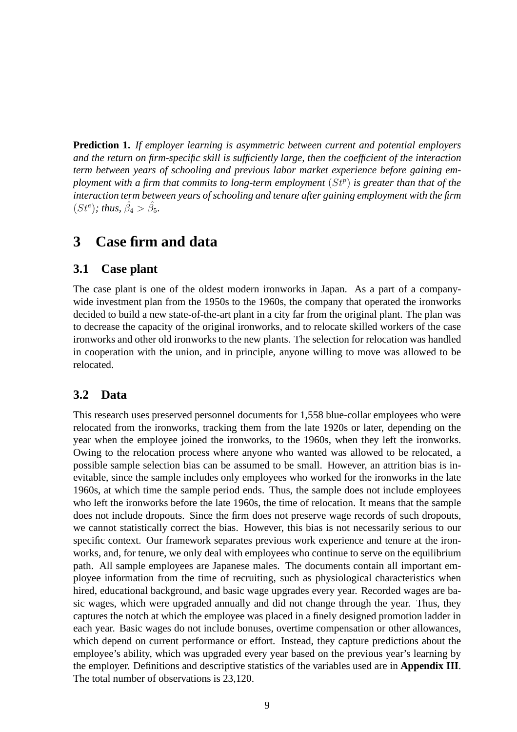**Prediction 1.** *If employer learning is asymmetric between current and potential employers and the return on firm-specific skill is sufficiently large, then the coefficient of the interaction term between years of schooling and previous labor market experience before gaining employment with a firm that commits to long-term employment* $(St^p)$ *is greater than that of the interaction term between years of schooling and tenure after gaining employment with the firm* $(St^e)$*; thus,* $\hat{\beta}_4 > \hat{\beta}_5$.

## 3 Case firm and data

### 3.1 Case plant

The case plant is one of the oldest modern ironworks in Japan. As a part of a company-wide investment plan from the 1950s to the 1960s, the company that operated the ironworks decided to build a new state-of-the-art plant in a city far from the original plant. The plan was to decrease the capacity of the original ironworks, and to relocate skilled workers of the case ironworks and other old ironworks to the new plants. The selection for relocation was handled in cooperation with the union, and in principle, anyone willing to move was allowed to be relocated.

### 3.2 Data

This research uses preserved personnel documents for 1,558 blue-collar employees who were relocated from the ironworks, tracking them from the late 1920s or later, depending on the year when the employee joined the ironworks, to the 1960s, when they left the ironworks. Owing to the relocation process where anyone who wanted was allowed to be relocated, a possible sample selection bias can be assumed to be small. However, an attrition bias is inevitable, since the sample includes only employees who worked for the ironworks in the late 1960s, at which time the sample period ends. Thus, the sample does not include employees who left the ironworks before the late 1960s, the time of relocation. It means that the sample does not include dropouts. Since the firm does not preserve wage records of such dropouts, we cannot statistically correct the bias. However, this bias is not necessarily serious to our specific context. Our framework separates previous work experience and tenure at the ironworks, and, for tenure, we only deal with employees who continue to serve on the equilibrium path. All sample employees are Japanese males. The documents contain all important employee information from the time of recruiting, such as physiological characteristics when hired, educational background, and basic wage upgrades every year. Recorded wages are basic wages, which were upgraded annually and did not change through the year. Thus, they captures the notch at which the employee was placed in a finely designed promotion ladder in each year. Basic wages do not include bonuses, overtime compensation or other allowances, which depend on current performance or effort. Instead, they capture predictions about the employee's ability, which was upgraded every year based on the previous year's learning by the employer. Definitions and descriptive statistics of the variables used are in **Appendix III**. The total number of observations is 23,120.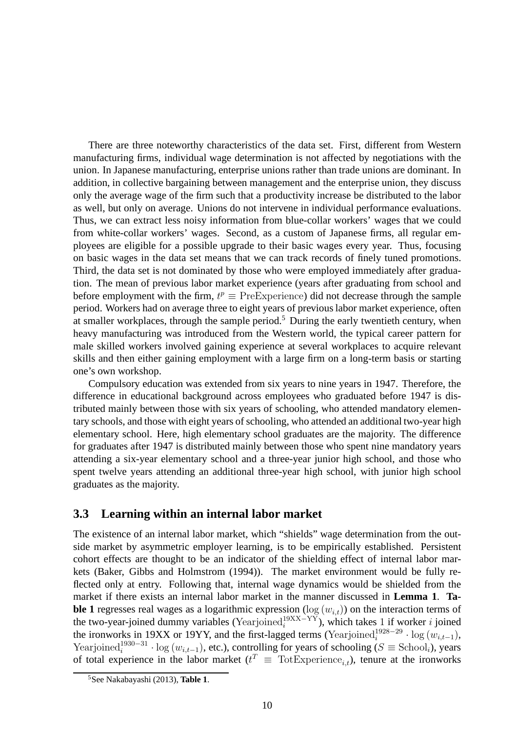There are three noteworthy characteristics of the data set. First, different from Western manufacturing firms, individual wage determination is not affected by negotiations with the union. In Japanese manufacturing, enterprise unions rather than trade unions are dominant. In addition, in collective bargaining between management and the enterprise union, they discuss only the average wage of the firm such that a productivity increase be distributed to the labor as well, but only on average. Unions do not intervene in individual performance evaluations. Thus, we can extract less noisy information from blue-collar workers' wages that we could from white-collar workers' wages. Second, as a custom of Japanese firms, all regular employees are eligible for a possible upgrade to their basic wages every year. Thus, focusing on basic wages in the data set means that we can track records of finely tuned promotions. Third, the data set is not dominated by those who were employed immediately after graduation. The mean of previous labor market experience (years after graduating from school and before employment with the firm, $t^p \equiv \mathrm{PreExperience}$) did not decrease through the sample period. Workers had on average three to eight years of previous labor market experience, often at smaller workplaces, through the sample period.[5] During the early twentieth century, when heavy manufacturing was introduced from the Western world, the typical career pattern for male skilled workers involved gaining experience at several workplaces to acquire relevant skills and then either gaining employment with a large firm on a long-term basis or starting one's own workshop.

Compulsory education was extended from six years to nine years in 1947. Therefore, the difference in educational background across employees who graduated before 1947 is distributed mainly between those with six years of schooling, who attended mandatory elementary schools, and those with eight years of schooling, who attended an additional two-year high elementary school. Here, high elementary school graduates are the majority. The difference for graduates after 1947 is distributed mainly between those who spent nine mandatory years attending a six-year elementary school and a three-year junior high school, and those who spent twelve years attending an additional three-year high school, with junior high school graduates as the majority.

### 3.3 Learning within an internal labor market

The existence of an internal labor market, which "shields" wage determination from the outside market by asymmetric employer learning, is to be empirically established. Persistent cohort effects are thought to be an indicator of the shielding effect of internal labor markets (Baker, Gibbs and Holmstrom (1994)). The market environment would be fully reflected only at entry. Following that, internal wage dynamics would be shielded from the market if there exists an internal labor market in the manner discussed in **Lemma 1**. **Table 1** regresses real wages as a logarithmic expression ($\log(w_{i,t})$) on the interaction terms of the two-year-joined dummy variables ($\mathrm{Yearjoined}_i^{19\mathrm{XX}-\mathrm{YY}}$), which takes 1 if worker $i$ joined the ironworks in 19XX or 19YY, and the first-lagged terms ($\mathrm{Yearjoined}_i^{1928-29} \cdot \log(w_{i,t-1})$, $\mathrm{Yearjoined}_i^{1930-31} \cdot \log(w_{i,t-1})$, etc.), controlling for years of schooling ($S \equiv \mathrm{School}_i$), years of total experience in the labor market ($t^T \equiv \mathrm{TotExperience}_{i,t}$), tenure at the ironworks

[5] See Nakabayashi (2013), **Table 1**.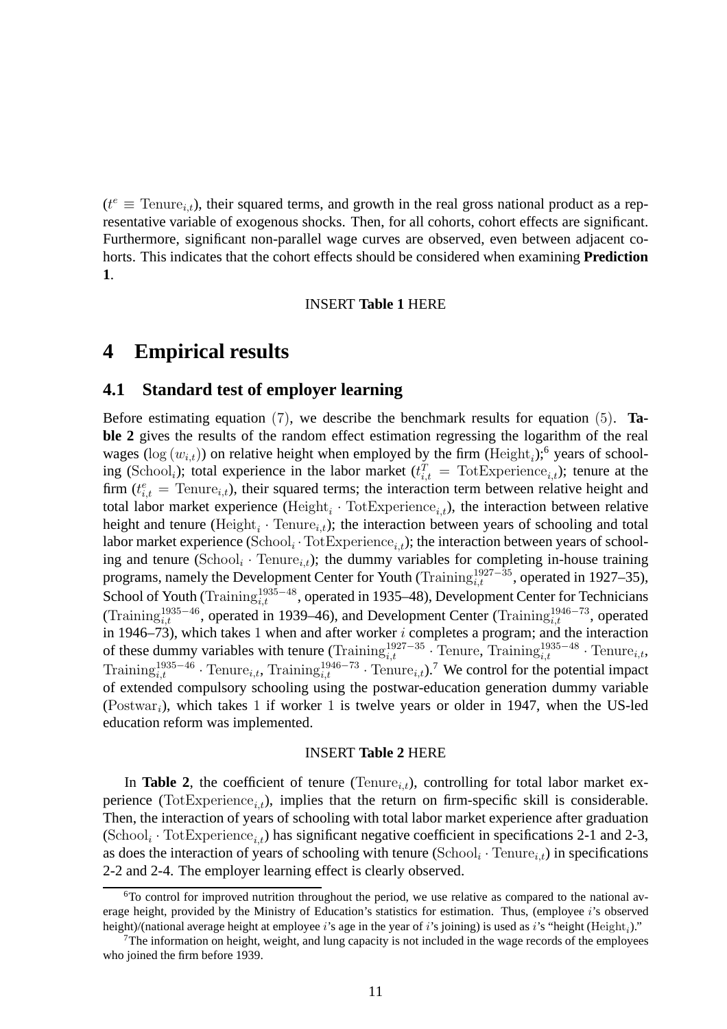($t^e \equiv \text{Tenure}_{i,t}$), their squared terms, and growth in the real gross national product as a representative variable of exogenous shocks. Then, for all cohorts, cohort effects are significant. Furthermore, significant non-parallel wage curves are observed, even between adjacent cohorts. This indicates that the cohort effects should be considered when examining **Prediction 1**.

INSERT **Table 1** HERE

# 4 Empirical results

## 4.1 Standard test of employer learning

Before estimating equation $(7)$, we describe the benchmark results for equation $(5)$. **Table 2** gives the results of the random effect estimation regressing the logarithm of the real wages ($\log(w_{i,t})$) on relative height when employed by the firm ($\text{Height}_i$);[6] years of schooling ($\text{School}_i$); total experience in the labor market ($t^T_{i,t} = \text{TotExperience}_{i,t}$); tenure at the firm ($t^e_{i,t} = \text{Tenure}_{i,t}$), their squared terms; the interaction term between relative height and total labor market experience ($\text{Height}_i \cdot \text{TotExperience}_{i,t}$), the interaction between relative height and tenure ($\text{Height}_i \cdot \text{Tenure}_{i,t}$); the interaction between years of schooling and total labor market experience ($\text{School}_i \cdot \text{TotExperience}_{i,t}$); the interaction between years of schooling and tenure ($\text{School}_i \cdot \text{Tenure}_{i,t}$); the dummy variables for completing in-house training programs, namely the Development Center for Youth ($\text{Training}^{1927-35}_{i,t}$, operated in 1927–35), School of Youth ($\text{Training}^{1935-48}_{i,t}$, operated in 1935–48), Development Center for Technicians ($\text{Training}^{1935-46}_{i,t}$, operated in 1939–46), and Development Center ($\text{Training}^{1946-73}_{i,t}$, operated in 1946–73), which takes $1$ when and after worker $i$ completes a program; and the interaction of these dummy variables with tenure ($\text{Training}^{1927-35}_{i,t} \cdot \text{Tenure}$, $\text{Training}^{1935-48}_{i,t} \cdot \text{Tenure}_{i,t}$, $\text{Training}^{1935-46}_{i,t} \cdot \text{Tenure}_{i,t}$, $\text{Training}^{1946-73}_{i,t} \cdot \text{Tenure}_{i,t}$).[7] We control for the potential impact of extended compulsory schooling using the postwar-education generation dummy variable ($\text{Postwar}_i$), which takes $1$ if worker $1$ is twelve years or older in 1947, when the US-led education reform was implemented.

INSERT **Table 2** HERE

In **Table 2**, the coefficient of tenure ($\text{Tenure}_{i,t}$), controlling for total labor market experience ($\text{TotExperience}_{i,t}$), implies that the return on firm-specific skill is considerable. Then, the interaction of years of schooling with total labor market experience after graduation ($\text{School}_i \cdot \text{TotExperience}_{i,t}$) has significant negative coefficient in specifications 2-1 and 2-3, as does the interaction of years of schooling with tenure ($\text{School}_i \cdot \text{Tenure}_{i,t}$) in specifications 2-2 and 2-4. The employer learning effect is clearly observed.

[6] To control for improved nutrition throughout the period, we use relative as compared to the national average height, provided by the Ministry of Education's statistics for estimation. Thus, (employee $i$'s observed height)/(national average height at employee $i$'s age in the year of $i$'s joining) is used as $i$'s "height ($\text{Height}_i$)."

[7] The information on height, weight, and lung capacity is not included in the wage records of the employees who joined the firm before 1939.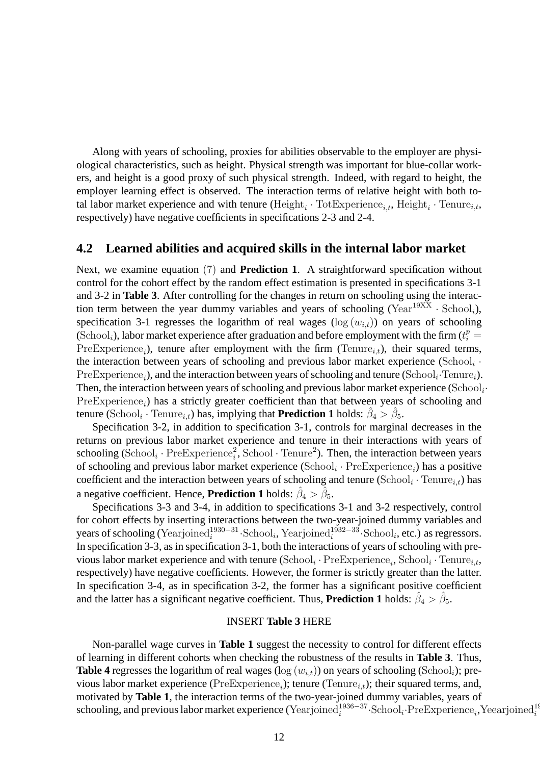Along with years of schooling, proxies for abilities observable to the employer are physiological characteristics, such as height. Physical strength was important for blue-collar workers, and height is a good proxy of such physical strength. Indeed, with regard to height, the employer learning effect is observed. The interaction terms of relative height with both total labor market experience and with tenure ($\mathrm{Height}_i \cdot \mathrm{TotExperience}_{i,t}$, $\mathrm{Height}_i \cdot \mathrm{Tenure}_{i,t}$, respectively) have negative coefficients in specifications 2-3 and 2-4.

## 4.2 Learned abilities and acquired skills in the internal labor market

Next, we examine equation $(7)$ and **Prediction 1**. A straightforward specification without control for the cohort effect by the random effect estimation is presented in specifications 3-1 and 3-2 in **Table 3**. After controlling for the changes in return on schooling using the interaction term between the year dummy variables and years of schooling ($\mathrm{Year}^{19\mathrm{XX}} \cdot \mathrm{School}_i$), specification 3-1 regresses the logarithm of real wages ($\log\left(w_{i,t}\right)$) on years of schooling ($\mathrm{School}_i$), labor market experience after graduation and before employment with the firm ($t_i^p = \mathrm{PreExperience}_i$), tenure after employment with the firm ($\mathrm{Tenure}_{i,t}$), their squared terms, the interaction between years of schooling and previous labor market experience ($\mathrm{School}_i \cdot \mathrm{PreExperience}_i$), and the interaction between years of schooling and tenure ($\mathrm{School}_i \cdot \mathrm{Tenure}_i$). Then, the interaction between years of schooling and previous labor market experience ($\mathrm{School}_i \cdot \mathrm{PreExperience}_i$) has a strictly greater coefficient than that between years of schooling and tenure ($\mathrm{School}_i \cdot \mathrm{Tenure}_{i,t}$) has, implying that **Prediction 1** holds: $\hat{\beta}_4 > \hat{\beta}_5$.

Specification 3-2, in addition to specification 3-1, controls for marginal decreases in the returns on previous labor market experience and tenure in their interactions with years of schooling ($\mathrm{School}_i \cdot \mathrm{PreExperience}_i^2$, $\mathrm{School} \cdot \mathrm{Tenure}^2$). Then, the interaction between years of schooling and previous labor market experience ($\mathrm{School}_i \cdot \mathrm{PreExperience}_i$) has a positive coefficient and the interaction between years of schooling and tenure ($\mathrm{School}_i \cdot \mathrm{Tenure}_{i,t}$) has a negative coefficient. Hence, **Prediction 1** holds: $\hat{\beta}_4 > \hat{\beta}_5$.

Specifications 3-3 and 3-4, in addition to specifications 3-1 and 3-2 respectively, control for cohort effects by inserting interactions between the two-year-joined dummy variables and years of schooling ($\mathrm{Yearjoined}_i^{1930-31} \cdot \mathrm{School}_i$, $\mathrm{Yearjoined}_i^{1932-33} \cdot \mathrm{School}_i$, etc.) as regressors. In specification 3-3, as in specification 3-1, both the interactions of years of schooling with previous labor market experience and with tenure ($\mathrm{School}_i \cdot \mathrm{PreExperience}_i$, $\mathrm{School}_i \cdot \mathrm{Tenure}_{i,t}$, respectively) have negative coefficients. However, the former is strictly greater than the latter. In specification 3-4, as in specification 3-2, the former has a significant positive coefficient and the latter has a significant negative coefficient. Thus, **Prediction 1** holds: $\hat{\beta}_4 > \hat{\beta}_5$.

INSERT **Table 3** HERE

Non-parallel wage curves in **Table 1** suggest the necessity to control for different effects of learning in different cohorts when checking the robustness of the results in **Table 3**. Thus, **Table 4** regresses the logarithm of real wages ($\log\left(w_{i,t}\right)$) on years of schooling ($\mathrm{School}_i$); previous labor market experience ($\mathrm{PreExperience}_i$); tenure ($\mathrm{Tenure}_{i,t}$); their squared terms, and, motivated by **Table 1**, the interaction terms of the two-year-joined dummy variables, years of schooling, and previous labor market experience ($\mathrm{Yearjoined}_i^{1936-37} \cdot \mathrm{School}_i \cdot \mathrm{PreExperience}_i, \mathrm{Yeearjoined}_i^{19}$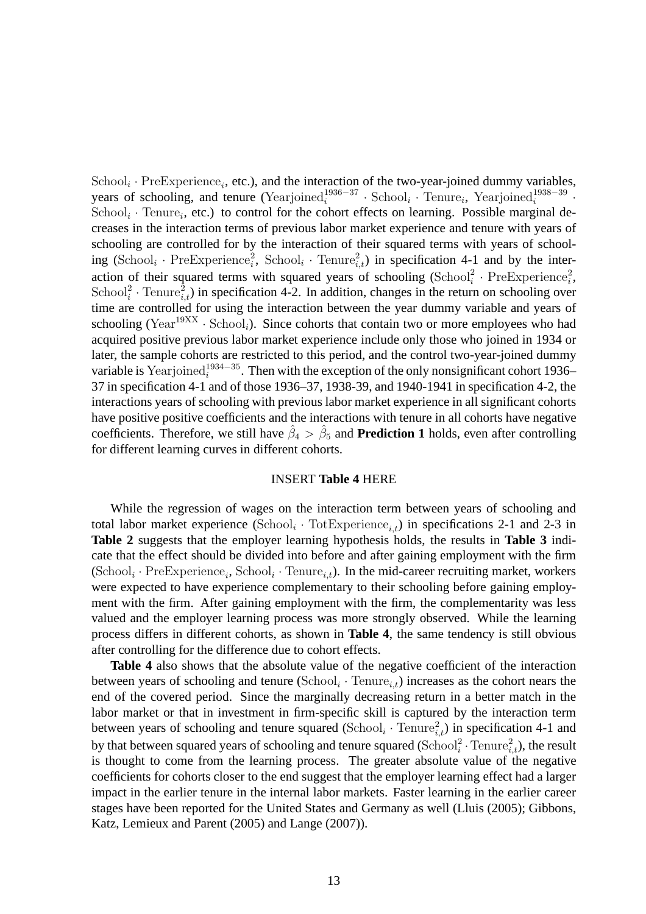$\mathrm{School}_i \cdot \mathrm{PreExperience}_i$, etc.), and the interaction of the two-year-joined dummy variables, years of schooling, and tenure ($\mathrm{Yearjoined}_i^{1936-37} \cdot \mathrm{School}_i \cdot \mathrm{Tenure}_i$, $\mathrm{Yearjoined}_i^{1938-39} \cdot \mathrm{School}_i \cdot \mathrm{Tenure}_i$, etc.) to control for the cohort effects on learning. Possible marginal decreases in the interaction terms of previous labor market experience and tenure with years of schooling are controlled for by the interaction of their squared terms with years of schooling ($\mathrm{School}_i \cdot \mathrm{PreExperience}_i^2$, $\mathrm{School}_i \cdot \mathrm{Tenure}_{i,t}^2$) in specification 4-1 and by the interaction of their squared terms with squared years of schooling ($\mathrm{School}_i^2 \cdot \mathrm{PreExperience}_i^2$, $\mathrm{School}_i^2 \cdot \mathrm{Tenure}_{i,t}^2$) in specification 4-2. In addition, changes in the return on schooling over time are controlled for using the interaction between the year dummy variable and years of schooling ($\mathrm{Year}^{19XX} \cdot \mathrm{School}_i$). Since cohorts that contain two or more employees who had acquired positive previous labor market experience include only those who joined in 1934 or later, the sample cohorts are restricted to this period, and the control two-year-joined dummy variable is $\mathrm{Yearjoined}_i^{1934-35}$. Then with the exception of the only nonsignificant cohort 1936–37 in specification 4-1 and of those 1936–37, 1938-39, and 1940-1941 in specification 4-2, the interactions years of schooling with previous labor market experience in all significant cohorts have positive positive coefficients and the interactions with tenure in all cohorts have negative coefficients. Therefore, we still have $\hat{\beta}_4 > \hat{\beta}_5$ and **Prediction 1** holds, even after controlling for different learning curves in different cohorts.

INSERT **Table 4** HERE

While the regression of wages on the interaction term between years of schooling and total labor market experience ($\mathrm{School}_i \cdot \mathrm{TotExperience}_{i,t}$) in specifications 2-1 and 2-3 in **Table 2** suggests that the employer learning hypothesis holds, the results in **Table 3** indicate that the effect should be divided into before and after gaining employment with the firm ($\mathrm{School}_i \cdot \mathrm{PreExperience}_i$, $\mathrm{School}_i \cdot \mathrm{Tenure}_{i,t}$). In the mid-career recruiting market, workers were expected to have experience complementary to their schooling before gaining employment with the firm. After gaining employment with the firm, the complementarity was less valued and the employer learning process was more strongly observed. While the learning process differs in different cohorts, as shown in **Table 4**, the same tendency is still obvious after controlling for the difference due to cohort effects.

**Table 4** also shows that the absolute value of the negative coefficient of the interaction between years of schooling and tenure ($\mathrm{School}_i \cdot \mathrm{Tenure}_{i,t}$) increases as the cohort nears the end of the covered period. Since the marginally decreasing return in a better match in the labor market or that in investment in firm-specific skill is captured by the interaction term between years of schooling and tenure squared ($\mathrm{School}_i \cdot \mathrm{Tenure}_{i,t}^2$) in specification 4-1 and by that between squared years of schooling and tenure squared ($\mathrm{School}_i^2 \cdot \mathrm{Tenure}_{i,t}^2$), the result is thought to come from the learning process. The greater absolute value of the negative coefficients for cohorts closer to the end suggest that the employer learning effect had a larger impact in the earlier tenure in the internal labor markets. Faster learning in the earlier career stages have been reported for the United States and Germany as well (Lluis (2005); Gibbons, Katz, Lemieux and Parent (2005) and Lange (2007)).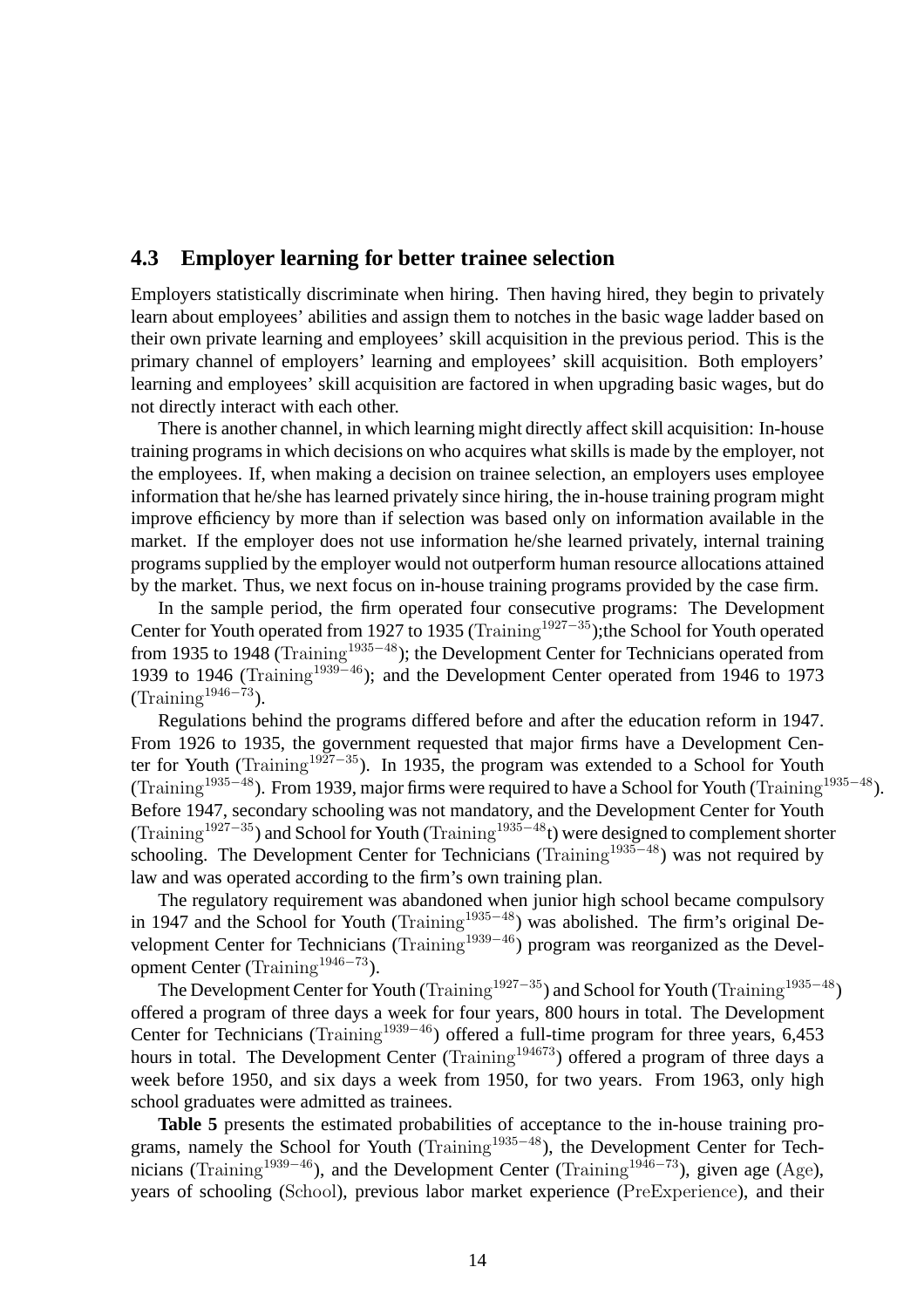### 4.3 Employer learning for better trainee selection

Employers statistically discriminate when hiring. Then having hired, they begin to privately learn about employees' abilities and assign them to notches in the basic wage ladder based on their own private learning and employees' skill acquisition in the previous period. This is the primary channel of employers' learning and employees' skill acquisition. Both employers' learning and employees' skill acquisition are factored in when upgrading basic wages, but do not directly interact with each other.

There is another channel, in which learning might directly affect skill acquisition: In-house training programs in which decisions on who acquires what skills is made by the employer, not the employees. If, when making a decision on trainee selection, an employers uses employee information that he/she has learned privately since hiring, the in-house training program might improve efficiency by more than if selection was based only on information available in the market. If the employer does not use information he/she learned privately, internal training programs supplied by the employer would not outperform human resource allocations attained by the market. Thus, we next focus on in-house training programs provided by the case firm.

In the sample period, the firm operated four consecutive programs: The Development Center for Youth operated from 1927 to 1935 ($\mathrm{Training}^{1927-35}$);the School for Youth operated from 1935 to 1948 ($\mathrm{Training}^{1935-48}$); the Development Center for Technicians operated from 1939 to 1946 ($\mathrm{Training}^{1939-46}$); and the Development Center operated from 1946 to 1973 ($\mathrm{Training}^{1946-73}$).

Regulations behind the programs differed before and after the education reform in 1947. From 1926 to 1935, the government requested that major firms have a Development Center for Youth ($\mathrm{Training}^{1927-35}$). In 1935, the program was extended to a School for Youth ($\mathrm{Training}^{1935-48}$). From 1939, major firms were required to have a School for Youth ($\mathrm{Training}^{1935-48}$). Before 1947, secondary schooling was not mandatory, and the Development Center for Youth ($\mathrm{Training}^{1927-35}$) and School for Youth ($\mathrm{Training}^{1935-48}$t) were designed to complement shorter schooling. The Development Center for Technicians ($\mathrm{Training}^{1935-48}$) was not required by law and was operated according to the firm's own training plan.

The regulatory requirement was abandoned when junior high school became compulsory in 1947 and the School for Youth ($\mathrm{Training}^{1935-48}$) was abolished. The firm's original Development Center for Technicians ($\mathrm{Training}^{1939-46}$) program was reorganized as the Development Center ($\mathrm{Training}^{1946-73}$).

The Development Center for Youth ($\mathrm{Training}^{1927-35}$) and School for Youth ($\mathrm{Training}^{1935-48}$) offered a program of three days a week for four years, 800 hours in total. The Development Center for Technicians ($\mathrm{Training}^{1939-46}$) offered a full-time program for three years, 6,453 hours in total. The Development Center ($\mathrm{Training}^{194673}$) offered a program of three days a week before 1950, and six days a week from 1950, for two years. From 1963, only high school graduates were admitted as trainees.

**Table 5** presents the estimated probabilities of acceptance to the in-house training programs, namely the School for Youth ($\mathrm{Training}^{1935-48}$), the Development Center for Technicians ($\mathrm{Training}^{1939-46}$), and the Development Center ($\mathrm{Training}^{1946-73}$), given age ($\mathrm{Age}$), years of schooling ($\mathrm{School}$), previous labor market experience ($\mathrm{PreExperience}$), and their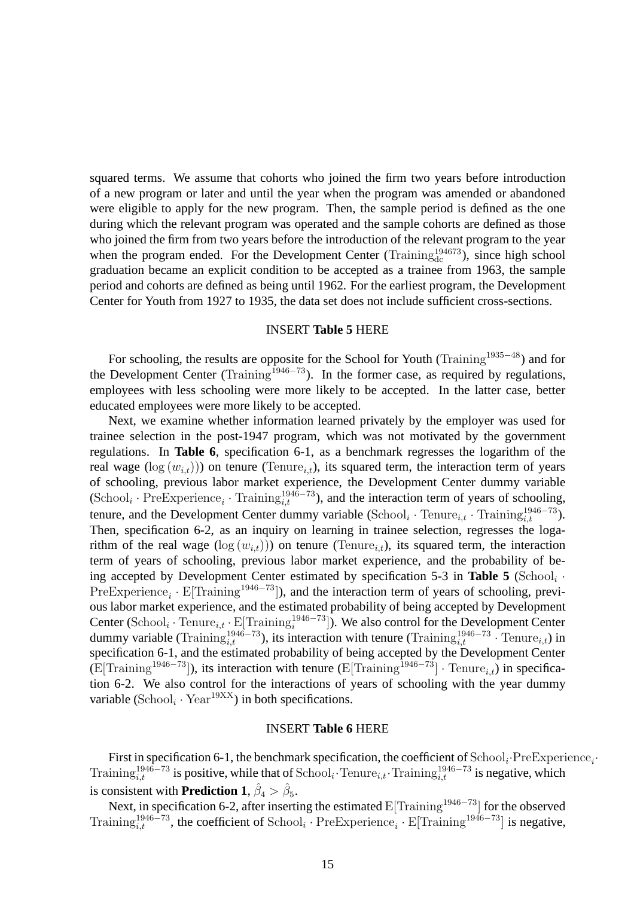squared terms. We assume that cohorts who joined the firm two years before introduction of a new program or later and until the year when the program was amended or abandoned were eligible to apply for the new program. Then, the sample period is defined as the one during which the relevant program was operated and the sample cohorts are defined as those who joined the firm from two years before the introduction of the relevant program to the year when the program ended. For the Development Center ($\mathrm{Training}_{\mathrm{dc}}^{194673}$), since high school graduation became an explicit condition to be accepted as a trainee from 1963, the sample period and cohorts are defined as being until 1962. For the earliest program, the Development Center for Youth from 1927 to 1935, the data set does not include sufficient cross-sections.

INSERT **Table 5** HERE

For schooling, the results are opposite for the School for Youth ($\mathrm{Training}^{1935-48}$) and for the Development Center ($\mathrm{Training}^{1946-73}$). In the former case, as required by regulations, employees with less schooling were more likely to be accepted. In the latter case, better educated employees were more likely to be accepted.

Next, we examine whether information learned privately by the employer was used for trainee selection in the post-1947 program, which was not motivated by the government regulations. In **Table 6**, specification 6-1, as a benchmark regresses the logarithm of the real wage ($\log(w_{i,t})$)) on tenure ($\mathrm{Tenure}_{i,t}$), its squared term, the interaction term of years of schooling, previous labor market experience, the Development Center dummy variable ($\mathrm{School}_i \cdot \mathrm{PreExperience}_i \cdot \mathrm{Training}_{i,t}^{1946-73}$), and the interaction term of years of schooling, tenure, and the Development Center dummy variable ($\mathrm{School}_i \cdot \mathrm{Tenure}_{i,t} \cdot \mathrm{Training}_{i,t}^{1946-73}$). Then, specification 6-2, as an inquiry on learning in trainee selection, regresses the logarithm of the real wage ($\log(w_{i,t})$)) on tenure ($\mathrm{Tenure}_{i,t}$), its squared term, the interaction term of years of schooling, previous labor market experience, and the probability of being accepted by Development Center estimated by specification 5-3 in **Table 5** ($\mathrm{School}_i \cdot \mathrm{PreExperience}_i \cdot \mathrm{E}[\mathrm{Training}^{1946-73}]$), and the interaction term of years of schooling, previous labor market experience, and the estimated probability of being accepted by Development Center ($\mathrm{School}_i \cdot \mathrm{Tenure}_{i,t} \cdot \mathrm{E}[\mathrm{Training}_i^{1946-73}]$). We also control for the Development Center dummy variable ($\mathrm{Training}_{i,t}^{1946-73}$), its interaction with tenure ($\mathrm{Training}_{i,t}^{1946-73} \cdot \mathrm{Tenure}_{i,t}$) in specification 6-1, and the estimated probability of being accepted by the Development Center ($\mathrm{E}[\mathrm{Training}^{1946-73}]$), its interaction with tenure ($\mathrm{E}[\mathrm{Training}^{1946-73}] \cdot \mathrm{Tenure}_{i,t}$) in specification 6-2. We also control for the interactions of years of schooling with the year dummy variable ($\mathrm{School}_i \cdot \mathrm{Year}^{19\mathrm{XX}}$) in both specifications.

INSERT **Table 6** HERE

First in specification 6-1, the benchmark specification, the coefficient of $\mathrm{School}_i \cdot \mathrm{PreExperience}_i \cdot \mathrm{Training}_{i,t}^{1946-73}$ is positive, while that of $\mathrm{School}_i \cdot \mathrm{Tenure}_{i,t} \cdot \mathrm{Training}_{i,t}^{1946-73}$ is negative, which is consistent with **Prediction 1**, $\hat{\beta}_4 > \hat{\beta}_5$.

Next, in specification 6-2, after inserting the estimated $\mathrm{E}[\mathrm{Training}^{1946-73}]$ for the observed $\mathrm{Training}_{i,t}^{1946-73}$, the coefficient of $\mathrm{School}_i \cdot \mathrm{PreExperience}_i \cdot \mathrm{E}[\mathrm{Training}^{1946-73}]$ is negative,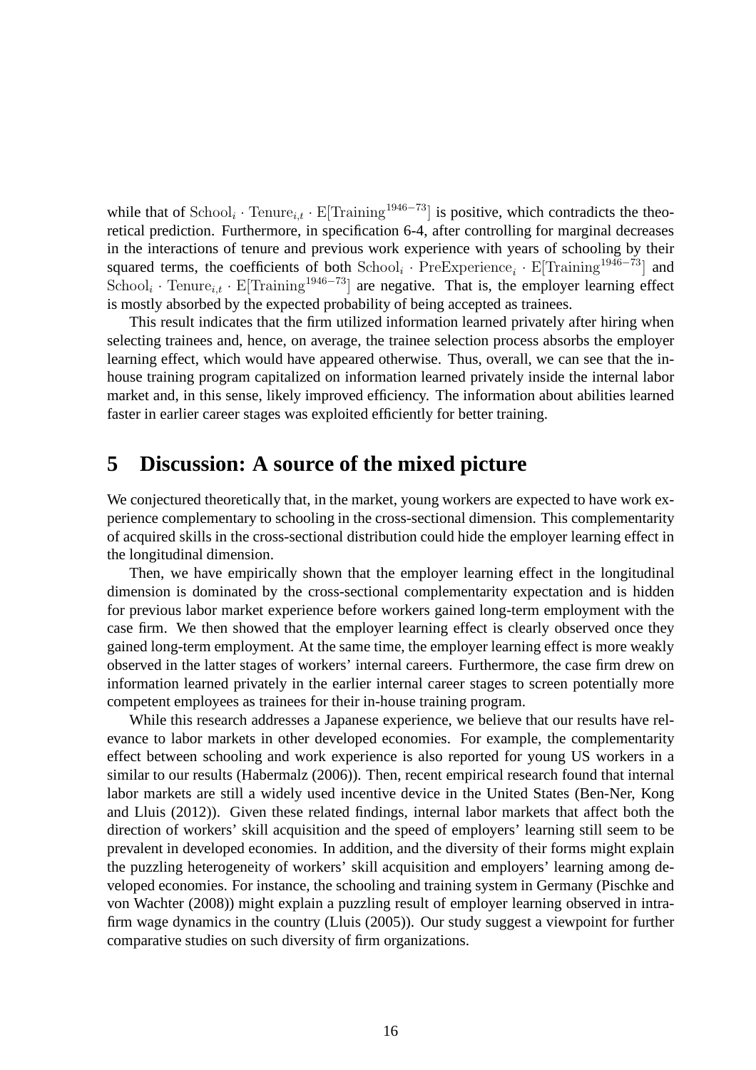while that of $\mathrm{School}_i \cdot \mathrm{Tenure}_{i,t} \cdot \mathrm{E}[\mathrm{Training}^{1946-73}]$ is positive, which contradicts the theoretical prediction. Furthermore, in specification 6-4, after controlling for marginal decreases in the interactions of tenure and previous work experience with years of schooling by their squared terms, the coefficients of both $\mathrm{School}_i \cdot \mathrm{PreExperience}_i \cdot \mathrm{E}[\mathrm{Training}^{1946-73}]$ and $\mathrm{School}_i \cdot \mathrm{Tenure}_{i,t} \cdot \mathrm{E}[\mathrm{Training}^{1946-73}]$ are negative. That is, the employer learning effect is mostly absorbed by the expected probability of being accepted as trainees.

This result indicates that the firm utilized information learned privately after hiring when selecting trainees and, hence, on average, the trainee selection process absorbs the employer learning effect, which would have appeared otherwise. Thus, overall, we can see that the in-house training program capitalized on information learned privately inside the internal labor market and, in this sense, likely improved efficiency. The information about abilities learned faster in earlier career stages was exploited efficiently for better training.

# 5 Discussion: A source of the mixed picture

We conjectured theoretically that, in the market, young workers are expected to have work experience complementary to schooling in the cross-sectional dimension. This complementarity of acquired skills in the cross-sectional distribution could hide the employer learning effect in the longitudinal dimension.

Then, we have empirically shown that the employer learning effect in the longitudinal dimension is dominated by the cross-sectional complementarity expectation and is hidden for previous labor market experience before workers gained long-term employment with the case firm. We then showed that the employer learning effect is clearly observed once they gained long-term employment. At the same time, the employer learning effect is more weakly observed in the latter stages of workers' internal careers. Furthermore, the case firm drew on information learned privately in the earlier internal career stages to screen potentially more competent employees as trainees for their in-house training program.

While this research addresses a Japanese experience, we believe that our results have relevance to labor markets in other developed economies. For example, the complementarity effect between schooling and work experience is also reported for young US workers in a similar to our results (Habermalz (2006)). Then, recent empirical research found that internal labor markets are still a widely used incentive device in the United States (Ben-Ner, Kong and Lluis (2012)). Given these related findings, internal labor markets that affect both the direction of workers' skill acquisition and the speed of employers' learning still seem to be prevalent in developed economies. In addition, and the diversity of their forms might explain the puzzling heterogeneity of workers' skill acquisition and employers' learning among developed economies. For instance, the schooling and training system in Germany (Pischke and von Wachter (2008)) might explain a puzzling result of employer learning observed in intra-firm wage dynamics in the country (Lluis (2005)). Our study suggest a viewpoint for further comparative studies on such diversity of firm organizations.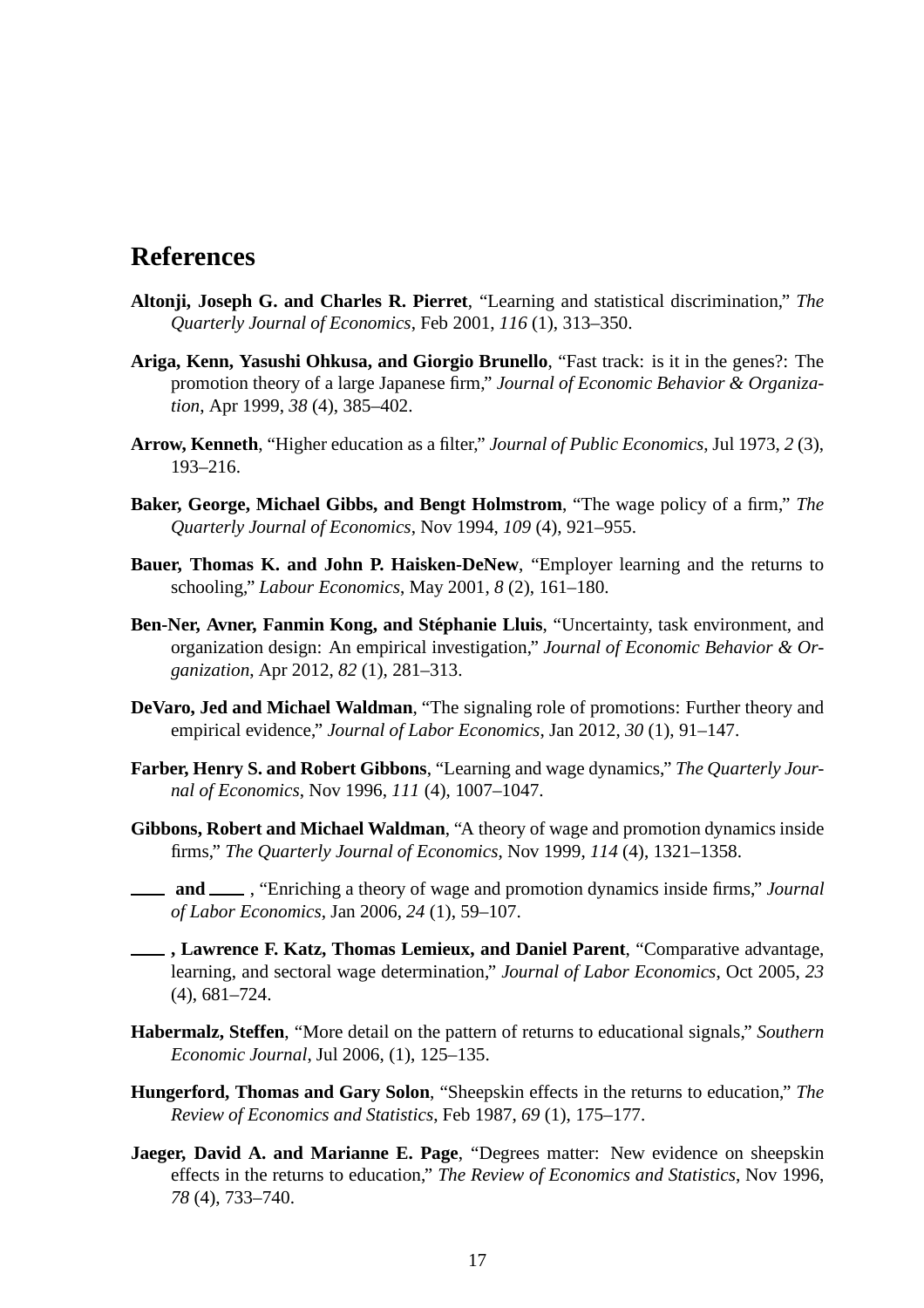## References

**Altonji, Joseph G. and Charles R. Pierret**, "Learning and statistical discrimination," *The Quarterly Journal of Economics*, Feb 2001, *116* (1), 313–350.

**Ariga, Kenn, Yasushi Ohkusa, and Giorgio Brunello**, "Fast track: is it in the genes?: The promotion theory of a large Japanese firm," *Journal of Economic Behavior & Organization*, Apr 1999, *38* (4), 385–402.

**Arrow, Kenneth**, "Higher education as a filter," *Journal of Public Economics*, Jul 1973, *2* (3), 193–216.

**Baker, George, Michael Gibbs, and Bengt Holmstrom**, "The wage policy of a firm," *The Quarterly Journal of Economics*, Nov 1994, *109* (4), 921–955.

**Bauer, Thomas K. and John P. Haisken-DeNew**, "Employer learning and the returns to schooling," *Labour Economics*, May 2001, *8* (2), 161–180.

**Ben-Ner, Avner, Fanmin Kong, and Stéphanie Lluis**, "Uncertainty, task environment, and organization design: An empirical investigation," *Journal of Economic Behavior & Organization*, Apr 2012, *82* (1), 281–313.

**DeVaro, Jed and Michael Waldman**, "The signaling role of promotions: Further theory and empirical evidence," *Journal of Labor Economics*, Jan 2012, *30* (1), 91–147.

**Farber, Henry S. and Robert Gibbons**, "Learning and wage dynamics," *The Quarterly Journal of Economics*, Nov 1996, *111* (4), 1007–1047.

**Gibbons, Robert and Michael Waldman**, "A theory of wage and promotion dynamics inside firms," *The Quarterly Journal of Economics*, Nov 1999, *114* (4), 1321–1358.

**\_\_\_\_ and \_\_\_\_** , "Enriching a theory of wage and promotion dynamics inside firms," *Journal of Labor Economics*, Jan 2006, *24* (1), 59–107.

**\_\_\_\_ , Lawrence F. Katz, Thomas Lemieux, and Daniel Parent**, "Comparative advantage, learning, and sectoral wage determination," *Journal of Labor Economics*, Oct 2005, *23* (4), 681–724.

**Habermalz, Steffen**, "More detail on the pattern of returns to educational signals," *Southern Economic Journal*, Jul 2006, (1), 125–135.

**Hungerford, Thomas and Gary Solon**, "Sheepskin effects in the returns to education," *The Review of Economics and Statistics*, Feb 1987, *69* (1), 175–177.

**Jaeger, David A. and Marianne E. Page**, "Degrees matter: New evidence on sheepskin effects in the returns to education," *The Review of Economics and Statistics*, Nov 1996, *78* (4), 733–740.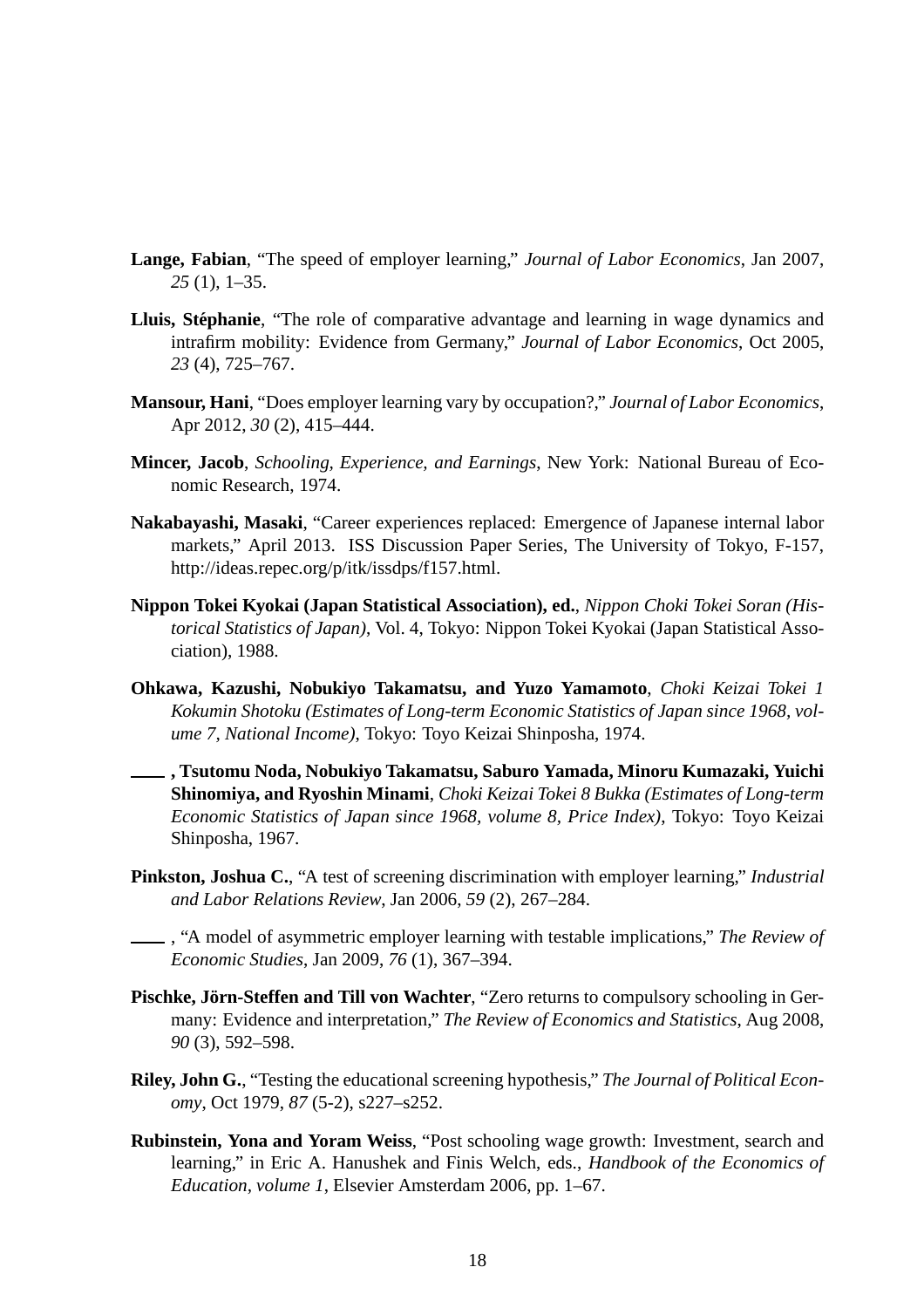**Lange, Fabian**, "The speed of employer learning," *Journal of Labor Economics*, Jan 2007, *25* (1), 1–35.

**Lluis, Stéphanie**, "The role of comparative advantage and learning in wage dynamics and intrafirm mobility: Evidence from Germany," *Journal of Labor Economics*, Oct 2005, *23* (4), 725–767.

**Mansour, Hani**, "Does employer learning vary by occupation?," *Journal of Labor Economics*, Apr 2012, *30* (2), 415–444.

**Mincer, Jacob**, *Schooling, Experience, and Earnings*, New York: National Bureau of Economic Research, 1974.

**Nakabayashi, Masaki**, "Career experiences replaced: Emergence of Japanese internal labor markets," April 2013. ISS Discussion Paper Series, The University of Tokyo, F-157, http://ideas.repec.org/p/itk/issdps/f157.html.

**Nippon Tokei Kyokai (Japan Statistical Association), ed.**, *Nippon Choki Tokei Soran (Historical Statistics of Japan)*, Vol. 4, Tokyo: Nippon Tokei Kyokai (Japan Statistical Association), 1988.

**Ohkawa, Kazushi, Nobukiyo Takamatsu, and Yuzo Yamamoto**, *Choki Keizai Tokei 1 Kokumin Shotoku (Estimates of Long-term Economic Statistics of Japan since 1968, volume 7, National Income)*, Tokyo: Toyo Keizai Shinposha, 1974.

**\_\_\_\_, Tsutomu Noda, Nobukiyo Takamatsu, Saburo Yamada, Minoru Kumazaki, Yuichi Shinomiya, and Ryoshin Minami**, *Choki Keizai Tokei 8 Bukka (Estimates of Long-term Economic Statistics of Japan since 1968, volume 8, Price Index)*, Tokyo: Toyo Keizai Shinposha, 1967.

**Pinkston, Joshua C.**, "A test of screening discrimination with employer learning," *Industrial and Labor Relations Review*, Jan 2006, *59* (2), 267–284.

\_\_\_\_, "A model of asymmetric employer learning with testable implications," *The Review of Economic Studies*, Jan 2009, *76* (1), 367–394.

**Pischke, Jörn-Steffen and Till von Wachter**, "Zero returns to compulsory schooling in Germany: Evidence and interpretation," *The Review of Economics and Statistics*, Aug 2008, *90* (3), 592–598.

**Riley, John G.**, "Testing the educational screening hypothesis," *The Journal of Political Economy*, Oct 1979, *87* (5-2), s227–s252.

**Rubinstein, Yona and Yoram Weiss**, "Post schooling wage growth: Investment, search and learning," in Eric A. Hanushek and Finis Welch, eds., *Handbook of the Economics of Education, volume 1*, Elsevier Amsterdam 2006, pp. 1–67.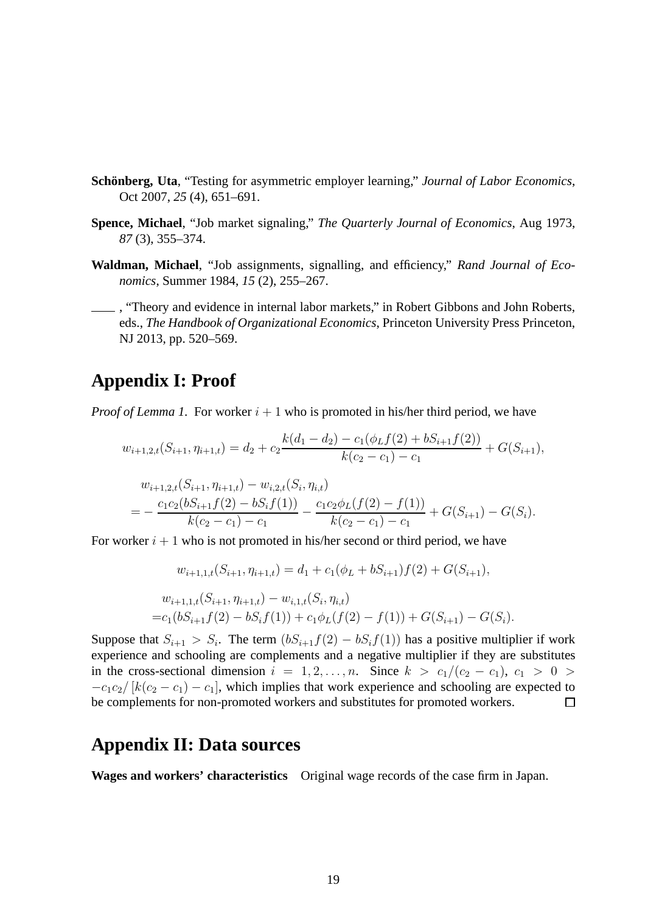**Schönberg, Uta**, "Testing for asymmetric employer learning," *Journal of Labor Economics*, Oct 2007, *25* (4), 651–691.

**Spence, Michael**, "Job market signaling," *The Quarterly Journal of Economics*, Aug 1973, *87* (3), 355–374.

**Waldman, Michael**, "Job assignments, signalling, and efficiency," *Rand Journal of Economics*, Summer 1984, *15* (2), 255–267.

____ , "Theory and evidence in internal labor markets," in Robert Gibbons and John Roberts, eds., *The Handbook of Organizational Economics*, Princeton University Press Princeton, NJ 2013, pp. 520–569.

# Appendix I: Proof

*Proof of Lemma 1.* For worker $i+1$ who is promoted in his/her third period, we have

$$w_{i+1,2,t}(S_{i+1}, \eta_{i+1,t}) = d_2 + c_2 \frac{k(d_1 - d_2) - c_1(\phi_L f(2) + bS_{i+1} f(2))}{k(c_2 - c_1) - c_1} + G(S_{i+1}),$$

$$\begin{aligned}
&w_{i+1,2,t}(S_{i+1}, \eta_{i+1,t}) - w_{i,2,t}(S_i, \eta_{i,t}) \\
=& - \frac{c_1 c_2 (bS_{i+1} f(2) - bS_i f(1))}{k(c_2 - c_1) - c_1} - \frac{c_1 c_2 \phi_L (f(2) - f(1))}{k(c_2 - c_1) - c_1} + G(S_{i+1}) - G(S_i).
\end{aligned}$$

For worker $i+1$ who is not promoted in his/her second or third period, we have

$$w_{i+1,1,t}(S_{i+1}, \eta_{i+1,t}) = d_1 + c_1(\phi_L + bS_{i+1}) f(2) + G(S_{i+1}),$$

$$\begin{aligned}
&w_{i+1,1,t}(S_{i+1}, \eta_{i+1,t}) - w_{i,1,t}(S_i, \eta_{i,t}) \\
=& c_1(bS_{i+1} f(2) - bS_i f(1)) + c_1 \phi_L (f(2) - f(1)) + G(S_{i+1}) - G(S_i).
\end{aligned}$$

Suppose that $S_{i+1} > S_i$. The term $(bS_{i+1}f(2) - bS_i f(1))$ has a positive multiplier if work experience and schooling are complements and a negative multiplier if they are substitutes in the cross-sectional dimension $i = 1, 2, \ldots, n$. Since $k > c_1/(c_2 - c_1)$, $c_1 > 0 > -c_1 c_2 / [k(c_2 - c_1) - c_1]$, which implies that work experience and schooling are expected to be complements for non-promoted workers and substitutes for promoted workers. $\square$

# Appendix II: Data sources

**Wages and workers' characteristics** Original wage records of the case firm in Japan.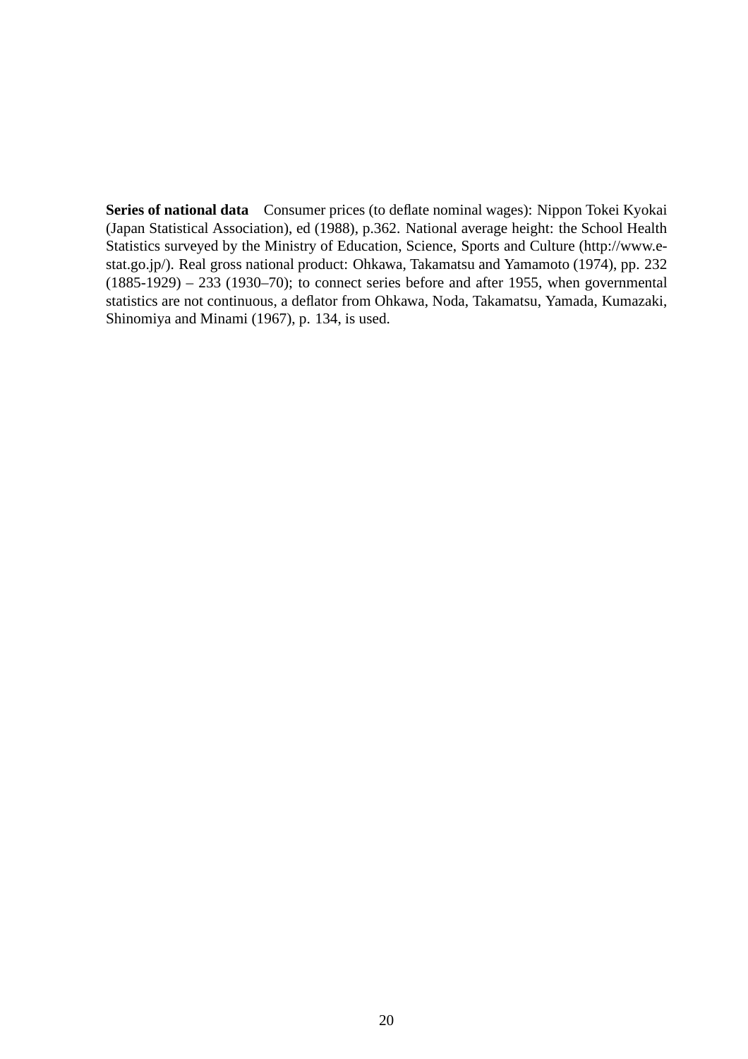**Series of national data** Consumer prices (to deflate nominal wages): Nippon Tokei Kyokai (Japan Statistical Association), ed (1988), p.362. National average height: the School Health Statistics surveyed by the Ministry of Education, Science, Sports and Culture (http://www.e-stat.go.jp/). Real gross national product: Ohkawa, Takamatsu and Yamamoto (1974), pp. 232 (1885-1929) – 233 (1930–70); to connect series before and after 1955, when governmental statistics are not continuous, a deflator from Ohkawa, Noda, Takamatsu, Yamada, Kumazaki, Shinomiya and Minami (1967), p. 134, is used.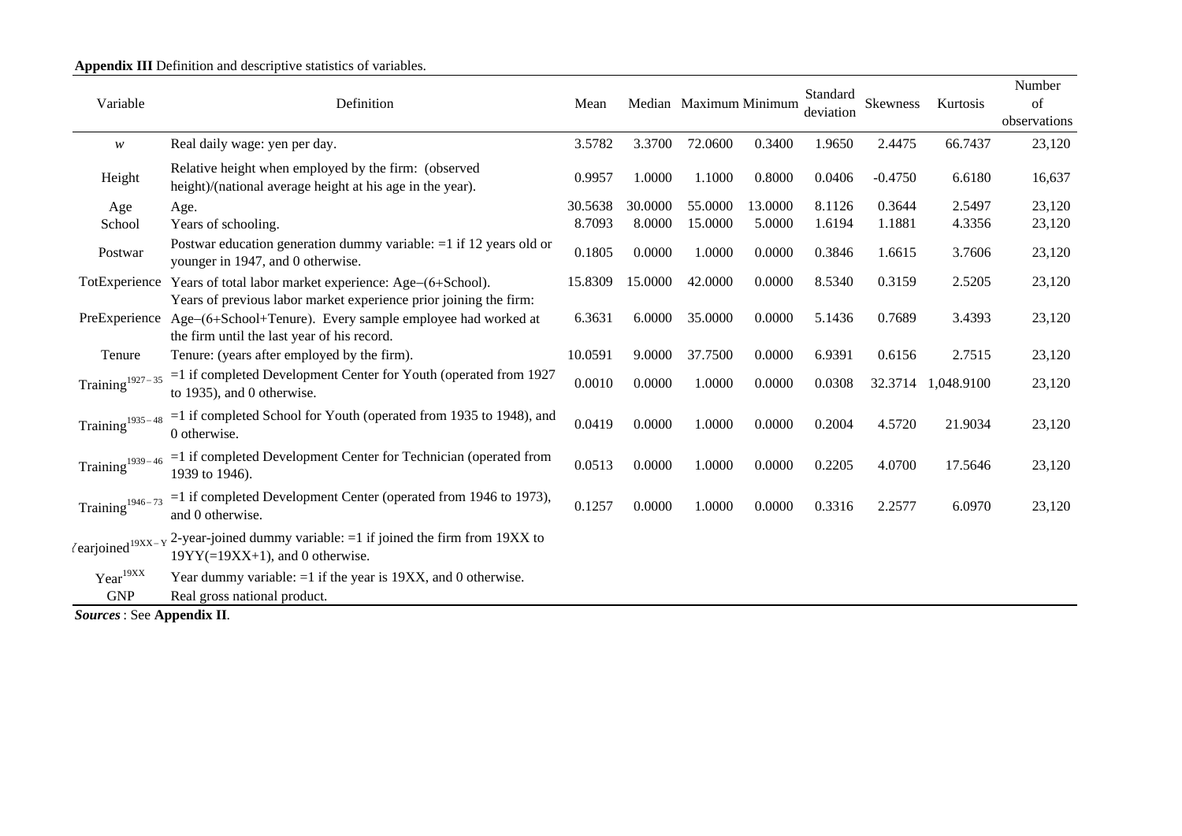**Appendix III** Definition and descriptive statistics of variables.

| Variable | Definition | Mean | Median | Maximum | Minimum | Standard deviation | Skewness | Kurtosis | Number of observations |
|---|---|---|---|---|---|---|---|---|---|
| $w$ | Real daily wage: yen per day. | 3.5782 | 3.3700 | 72.0600 | 0.3400 | 1.9650 | 2.4475 | 66.7437 | 23,120 |
| Height | Relative height when employed by the firm: (observed height)/(national average height at his age in the year). | 0.9957 | 1.0000 | 1.1000 | 0.8000 | 0.0406 | -0.4750 | 6.6180 | 16,637 |
| Age | Age. | 30.5638 | 30.0000 | 55.0000 | 13.0000 | 8.1126 | 0.3644 | 2.5497 | 23,120 |
| School | Years of schooling. | 8.7093 | 8.0000 | 15.0000 | 5.0000 | 1.6194 | 1.1881 | 4.3356 | 23,120 |
| Postwar | Postwar education generation dummy variable: =1 if 12 years old or younger in 1947, and 0 otherwise. | 0.1805 | 0.0000 | 1.0000 | 0.0000 | 0.3846 | 1.6615 | 3.7606 | 23,120 |
| TotExperience | Years of total labor market experience: Age–(6+School). | 15.8309 | 15.0000 | 42.0000 | 0.0000 | 8.5340 | 0.3159 | 2.5205 | 23,120 |
| PreExperience | Years of previous labor market experience prior joining the firm: Age–(6+School+Tenure). Every sample employee had worked at the firm until the last year of his record. | 6.3631 | 6.0000 | 35.0000 | 0.0000 | 5.1436 | 0.7689 | 3.4393 | 23,120 |
| Tenure | Tenure: (years after employed by the firm). | 10.0591 | 9.0000 | 37.7500 | 0.0000 | 6.9391 | 0.6156 | 2.7515 | 23,120 |
| $\text{Training}^{1927-35}$ | =1 if completed Development Center for Youth (operated from 1927 to 1935), and 0 otherwise. | 0.0010 | 0.0000 | 1.0000 | 0.0000 | 0.0308 | 32.3714 | 1,048.9100 | 23,120 |
| $\text{Training}^{1935-48}$ | =1 if completed School for Youth (operated from 1935 to 1948), and 0 otherwise. | 0.0419 | 0.0000 | 1.0000 | 0.0000 | 0.2004 | 4.5720 | 21.9034 | 23,120 |
| $\text{Training}^{1939-46}$ | =1 if completed Development Center for Technician (operated from 1939 to 1946). | 0.0513 | 0.0000 | 1.0000 | 0.0000 | 0.2205 | 4.0700 | 17.5646 | 23,120 |
| $\text{Training}^{1946-73}$ | =1 if completed Development Center (operated from 1946 to 1973), and 0 otherwise. | 0.1257 | 0.0000 | 1.0000 | 0.0000 | 0.3316 | 2.2577 | 6.0970 | 23,120 |
| $\text{Yearjoined}^{19XX-YY}$ | 2-year-joined dummy variable: =1 if joined the firm from 19XX to 19YY(=19XX+1), and 0 otherwise. | | | | | | | | |
| $\text{Year}^{19XX}$ | Year dummy variable: =1 if the year is 19XX, and 0 otherwise. | | | | | | | | |
| GNP | Real gross national product. | | | | | | | | |

***Sources*** : See **Appendix II**.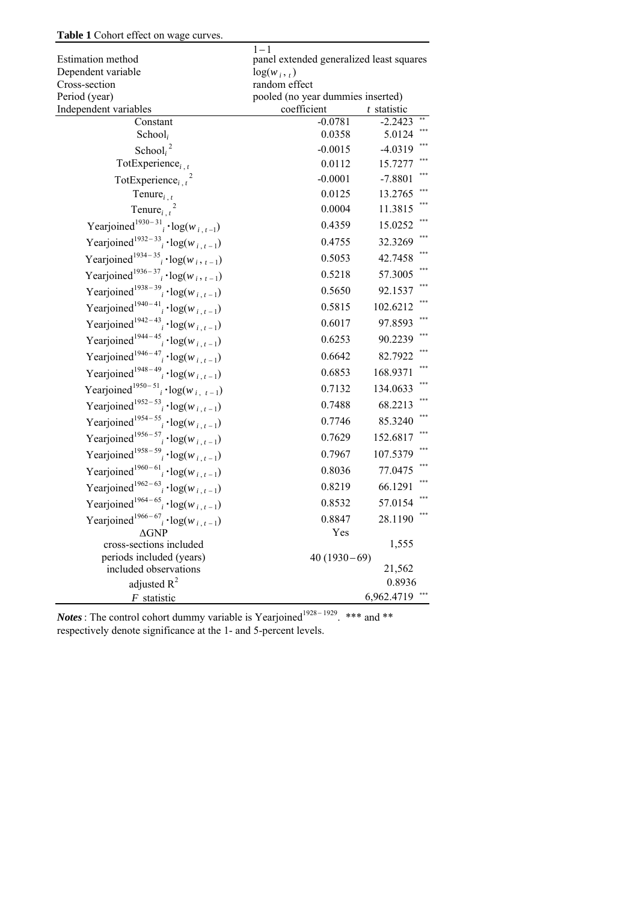**Table 1** Cohort effect on wage curves.

| | 1 – 1 | | |
|---|---|---|---|
| Estimation method | panel extended generalized least squares | | |
| Dependent variable | $\log(w_{i,t})$ | | |
| Cross-section | random effect | | |
| Period (year) | pooled (no year dummies inserted) | | |
| Independent variables | coefficient | $t$ statistic | |
| Constant | -0.0781 | -2.2423 | ** |
| $\text{School}_i$ | 0.0358 | 5.0124 | *** |
| $\text{School}_i^{\,2}$ | -0.0015 | -4.0319 | *** |
| $\text{TotExperience}_{i,t}$ | 0.0112 | 15.7277 | *** |
| $\text{TotExperience}_{i,t}^{\,2}$ | -0.0001 | -7.8801 | *** |
| $\text{Tenure}_{i,t}$ | 0.0125 | 13.2765 | *** |
| $\text{Tenure}_{i,t}^{\,2}$ | 0.0004 | 11.3815 | *** |
| $\text{Yearjoined}^{1930-31}_{i} \cdot \log(w_{i,t-1})$ | 0.4359 | 15.0252 | *** |
| $\text{Yearjoined}^{1932-33}_{i} \cdot \log(w_{i,t-1})$ | 0.4755 | 32.3269 | *** |
| $\text{Yearjoined}^{1934-35}_{i} \cdot \log(w_{i,t-1})$ | 0.5053 | 42.7458 | *** |
| $\text{Yearjoined}^{1936-37}_{i} \cdot \log(w_{i,t-1})$ | 0.5218 | 57.3005 | *** |
| $\text{Yearjoined}^{1938-39}_{i} \cdot \log(w_{i,t-1})$ | 0.5650 | 92.1537 | *** |
| $\text{Yearjoined}^{1940-41}_{i} \cdot \log(w_{i,t-1})$ | 0.5815 | 102.6212 | *** |
| $\text{Yearjoined}^{1942-43}_{i} \cdot \log(w_{i,t-1})$ | 0.6017 | 97.8593 | *** |
| $\text{Yearjoined}^{1944-45}_{i} \cdot \log(w_{i,t-1})$ | 0.6253 | 90.2239 | *** |
| $\text{Yearjoined}^{1946-47}_{i} \cdot \log(w_{i,t-1})$ | 0.6642 | 82.7922 | *** |
| $\text{Yearjoined}^{1948-49}_{i} \cdot \log(w_{i,t-1})$ | 0.6853 | 168.9371 | *** |
| $\text{Yearjoined}^{1950-51}_{i} \cdot \log(w_{i,t-1})$ | 0.7132 | 134.0633 | *** |
| $\text{Yearjoined}^{1952-53}_{i} \cdot \log(w_{i,t-1})$ | 0.7488 | 68.2213 | *** |
| $\text{Yearjoined}^{1954-55}_{i} \cdot \log(w_{i,t-1})$ | 0.7746 | 85.3240 | *** |
| $\text{Yearjoined}^{1956-57}_{i} \cdot \log(w_{i,t-1})$ | 0.7629 | 152.6817 | *** |
| $\text{Yearjoined}^{1958-59}_{i} \cdot \log(w_{i,t-1})$ | 0.7967 | 107.5379 | *** |
| $\text{Yearjoined}^{1960-61}_{i} \cdot \log(w_{i,t-1})$ | 0.8036 | 77.0475 | *** |
| $\text{Yearjoined}^{1962-63}_{i} \cdot \log(w_{i,t-1})$ | 0.8219 | 66.1291 | *** |
| $\text{Yearjoined}^{1964-65}_{i} \cdot \log(w_{i,t-1})$ | 0.8532 | 57.0154 | *** |
| $\text{Yearjoined}^{1966-67}_{i} \cdot \log(w_{i,t-1})$ | 0.8847 | 28.1190 | *** |
| $\Delta$GNP | Yes | | |
| cross-sections included | | 1,555 | |
| periods included (years) | 40 (1930 – 69) | | |
| included observations | | 21,562 | |
| adjusted $R^2$ | | 0.8936 | |
| $F$ statistic | | 6,962.4719 | *** |

***Notes***: The control cohort dummy variable is $\text{Yearjoined}^{1928-1929}$. *** and ** respectively denote significance at the 1- and 5-percent levels.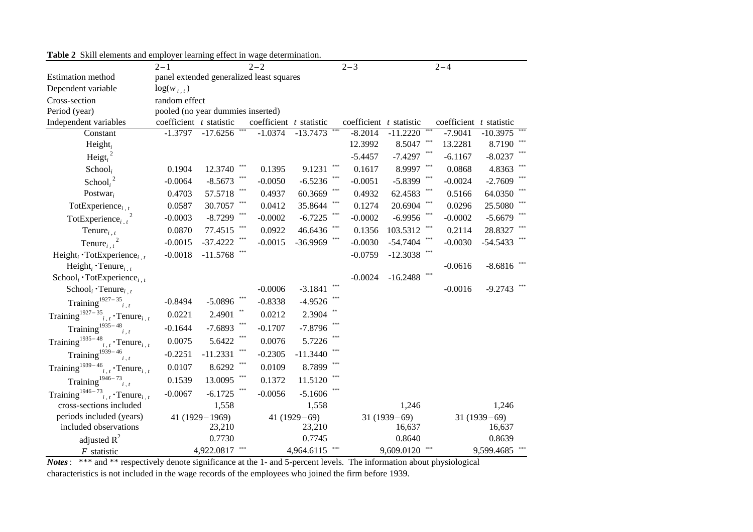**Table 2** Skill elements and employer learning effect in wage determination.

| | 2–1 | | | 2–2 | | | 2–3 | | | 2–4 | | |
|---|---|---|---|---|---|---|---|---|---|---|---|---|
| Estimation method | panel extended generalized least squares | | | | | | | | | | | |
| Dependent variable | $\log(w_{i,t})$ | | | | | | | | | | | |
| Cross-section | random effect | | | | | | | | | | | |
| Period (year) | pooled (no year dummies inserted) | | | | | | | | | | | |
| Independent variables | coefficient | *t* statistic | | coefficient | *t* statistic | | coefficient | *t* statistic | | coefficient | *t* statistic | |
| Constant | -1.3797 | -17.6256 | *** | -1.0374 | -13.7473 | *** | -8.2014 | -11.2220 | *** | -7.9041 | -10.3975 | *** |
| $\text{Height}_i$ | | | | | | | 12.3992 | 8.5047 | *** | 13.2281 | 8.7190 | *** |
| $\text{Heigt}_i^2$ | | | | | | | -5.4457 | -7.4297 | *** | -6.1167 | -8.0237 | *** |
| $\text{School}_i$ | 0.1904 | 12.3740 | *** | 0.1395 | 9.1231 | *** | 0.1617 | 8.9997 | *** | 0.0868 | 4.8363 | *** |
| $\text{School}_i^2$ | -0.0064 | -8.5673 | *** | -0.0050 | -6.5236 | *** | -0.0051 | -5.8399 | *** | -0.0024 | -2.7609 | *** |
| $\text{Postwar}_i$ | 0.4703 | 57.5718 | *** | 0.4937 | 60.3669 | *** | 0.4932 | 62.4583 | *** | 0.5166 | 64.0350 | *** |
| $\text{TotExperience}_{i,t}$ | 0.0587 | 30.7057 | *** | 0.0412 | 35.8644 | *** | 0.1274 | 20.6904 | *** | 0.0296 | 25.5080 | *** |
| $\text{TotExperience}_{i,t}^2$ | -0.0003 | -8.7299 | *** | -0.0002 | -6.7225 | *** | -0.0002 | -6.9956 | *** | -0.0002 | -5.6679 | *** |
| $\text{Tenure}_{i,t}$ | 0.0870 | 77.4515 | *** | 0.0922 | 46.6436 | *** | 0.1356 | 103.5312 | *** | 0.2114 | 28.8327 | *** |
| $\text{Tenure}_{i,t}^2$ | -0.0015 | -37.4222 | *** | -0.0015 | -36.9969 | *** | -0.0030 | -54.7404 | *** | -0.0030 | -54.5433 | *** |
| $\text{Height}_i \cdot \text{TotExperience}_{i,t}$ | -0.0018 | -11.5768 | *** | | | | -0.0759 | -12.3038 | *** | | | |
| $\text{Height}_i \cdot \text{Tenure}_{i,t}$ | | | | | | | | | | -0.0616 | -8.6816 | *** |
| $\text{School}_i \cdot \text{TotExperience}_{i,t}$ | | | | | | | -0.0024 | -16.2488 | *** | | | |
| $\text{School}_i \cdot \text{Tenure}_{i,t}$ | | | | -0.0006 | -3.1841 | *** | | | | -0.0016 | -9.2743 | *** |
| $\text{Training}^{1927-35}_{i,t}$ | -0.8494 | -5.0896 | *** | -0.8338 | -4.9526 | *** | | | | | | |
| $\text{Training}^{1927-35}_{i,t} \cdot \text{Tenure}_{i,t}$ | 0.0221 | 2.4901 | ** | 0.0212 | 2.3904 | ** | | | | | | |
| $\text{Training}^{1935-48}_{i,t}$ | -0.1644 | -7.6893 | *** | -0.1707 | -7.8796 | *** | | | | | | |
| $\text{Training}^{1935-48}_{i,t} \cdot \text{Tenure}_{i,t}$ | 0.0075 | 5.6422 | *** | 0.0076 | 5.7226 | *** | | | | | | |
| $\text{Training}^{1939-46}_{i,t}$ | -0.2251 | -11.2331 | *** | -0.2305 | -11.3440 | *** | | | | | | |
| $\text{Training}^{1939-46}_{i,t} \cdot \text{Tenure}_{i,t}$ | 0.0107 | 8.6292 | *** | 0.0109 | 8.7899 | *** | | | | | | |
| $\text{Training}^{1946-73}_{i,t}$ | 0.1539 | 13.0095 | *** | 0.1372 | 11.5120 | *** | | | | | | |
| $\text{Training}^{1946-73}_{i,t} \cdot \text{Tenure}_{i,t}$ | -0.0067 | -6.1725 | *** | -0.0056 | -5.1606 | *** | | | | | | |
| cross-sections included | | 1,558 | | | 1,558 | | | 1,246 | | | 1,246 | |
| periods included (years) | | 41 (1929–1969) | | | 41 (1929–69) | | | 31 (1939–69) | | | 31 (1939–69) | |
| included observations | | 23,210 | | | 23,210 | | | 16,637 | | | 16,637 | |
| adjusted $R^2$ | | 0.7730 | | | 0.7745 | | | 0.8640 | | | 0.8639 | |
| *F* statistic | | 4,922.0817 | *** | | 4,964.6115 | *** | | 9,609.0120 | *** | | 9,599.4685 | *** |

***Notes*:** *** and ** respectively denote significance at the 1- and 5-percent levels. The information about physiological characteristics is not included in the wage records of the employees who joined the firm before 1939.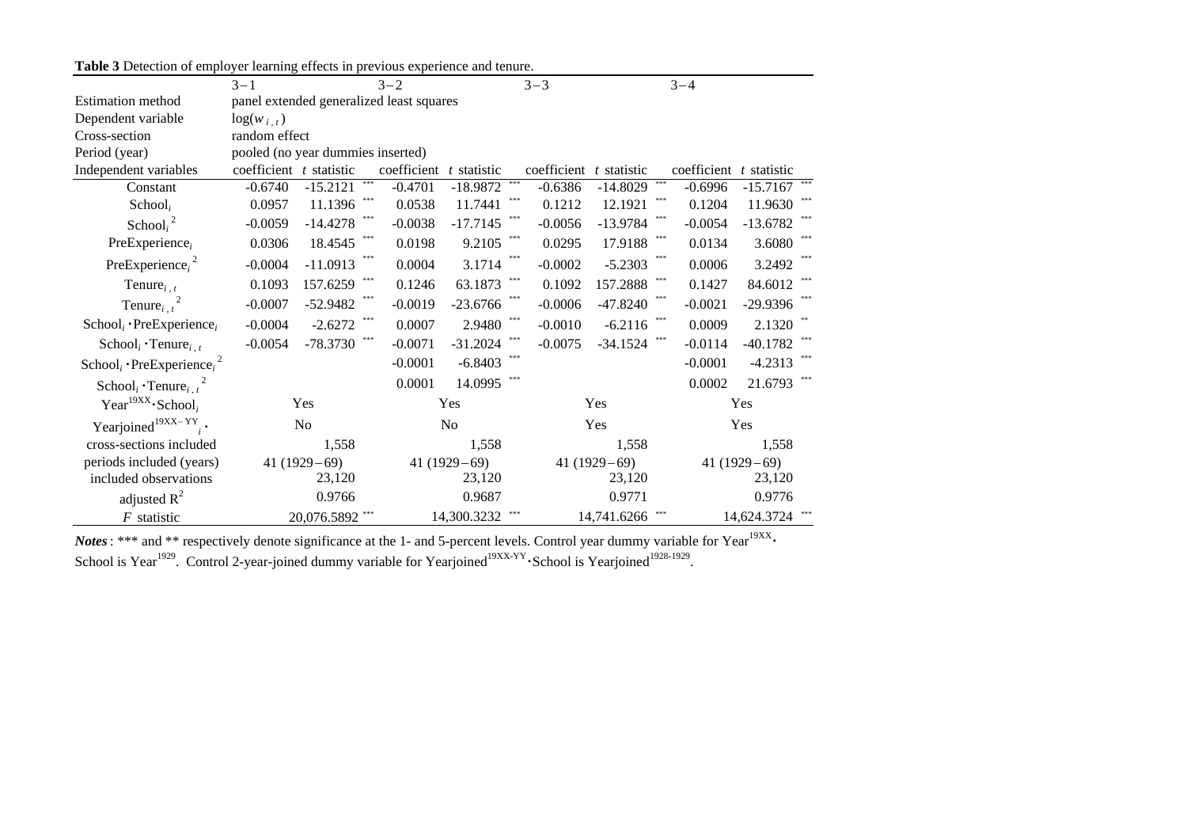**Table 3** Detection of employer learning effects in previous experience and tenure.

| | 3−1 | | | 3−2 | | | 3−3 | | | 3−4 | | |
|---|---|---|---|---|---|---|---|---|---|---|---|---|
| Estimation method | panel extended generalized least squares | | | | | | | | | | | |
| Dependent variable | $\log(w_{i,t})$ | | | | | | | | | | | |
| Cross-section | random effect | | | | | | | | | | | |
| Period (year) | pooled (no year dummies inserted) | | | | | | | | | | | |
| Independent variables | coefficient | $t$ statistic | | coefficient | $t$ statistic | | coefficient | $t$ statistic | | coefficient | $t$ statistic | |
| Constant | -0.6740 | -15.2121 | *** | -0.4701 | -18.9872 | *** | -0.6386 | -14.8029 | *** | -0.6996 | -15.7167 | *** |
| $\text{School}_i$ | 0.0957 | 11.1396 | *** | 0.0538 | 11.7441 | *** | 0.1212 | 12.1921 | *** | 0.1204 | 11.9630 | *** |
| $\text{School}_i^2$ | -0.0059 | -14.4278 | *** | -0.0038 | -17.7145 | *** | -0.0056 | -13.9784 | *** | -0.0054 | -13.6782 | *** |
| $\text{PreExperience}_i$ | 0.0306 | 18.4545 | *** | 0.0198 | 9.2105 | *** | 0.0295 | 17.9188 | *** | 0.0134 | 3.6080 | *** |
| $\text{PreExperience}_i^2$ | -0.0004 | -11.0913 | *** | 0.0004 | 3.1714 | *** | -0.0002 | -5.2303 | *** | 0.0006 | 3.2492 | *** |
| $\text{Tenure}_{i,t}$ | 0.1093 | 157.6259 | *** | 0.1246 | 63.1873 | *** | 0.1092 | 157.2888 | *** | 0.1427 | 84.6012 | *** |
| $\text{Tenure}_{i,t}^2$ | -0.0007 | -52.9482 | *** | -0.0019 | -23.6766 | *** | -0.0006 | -47.8240 | *** | -0.0021 | -29.9396 | *** |
| $\text{School}_i \cdot \text{PreExperience}_i$ | -0.0004 | -2.6272 | *** | 0.0007 | 2.9480 | *** | -0.0010 | -6.2116 | *** | 0.0009 | 2.1320 | ** |
| $\text{School}_i \cdot \text{Tenure}_{i,t}$ | -0.0054 | -78.3730 | *** | -0.0071 | -31.2024 | *** | -0.0075 | -34.1524 | *** | -0.0114 | -40.1782 | *** |
| $\text{School}_i \cdot \text{PreExperience}_i^2$ | | | | -0.0001 | -6.8403 | *** | | | | -0.0001 | -4.2313 | *** |
| $\text{School}_i \cdot \text{Tenure}_{i,t}^2$ | | | | 0.0001 | 14.0995 | *** | | | | 0.0002 | 21.6793 | *** |
| $\text{Year}^{19XX} \cdot \text{School}_i$ | Yes | | | Yes | | | Yes | | | Yes | | |
| $\text{Yearjoined}_i^{19XX-YY} \cdot$ | No | | | No | | | Yes | | | Yes | | |
| cross-sections included | | 1,558 | | | 1,558 | | | 1,558 | | | 1,558 | |
| periods included (years) | 41 (1929−69) | | | 41 (1929−69) | | | 41 (1929−69) | | | 41 (1929−69) | | |
| included observations | | 23,120 | | | 23,120 | | | 23,120 | | | 23,120 | |
| adjusted $R^2$ | | 0.9766 | | | 0.9687 | | | 0.9771 | | | 0.9776 | |
| $F$ statistic | | 20,076.5892 | *** | | 14,300.3232 | *** | | 14,741.6266 | *** | | 14,624.3724 | *** |

***Notes*** : *** and ** respectively denote significance at the 1- and 5-percent levels. Control year dummy variable for $\text{Year}^{19XX} \cdot \text{School}$ is $\text{Year}^{1929}$. Control 2-year-joined dummy variable for $\text{Yearjoined}^{19XX\text{-}YY} \cdot \text{School}$ is $\text{Yearjoined}^{1928\text{-}1929}$.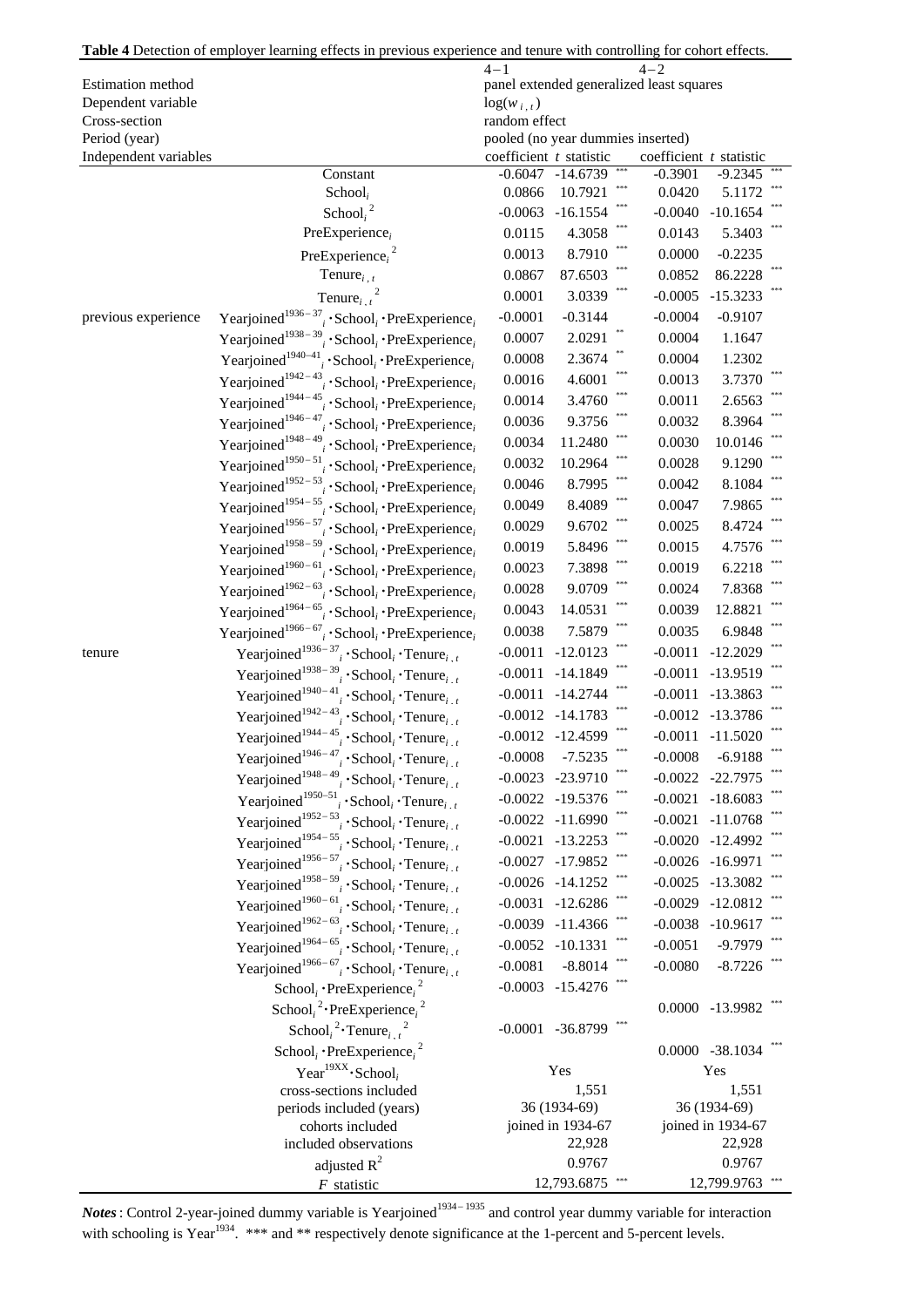**Table 4** Detection of employer learning effects in previous experience and tenure with controlling for cohort effects.

| | | 4−1 | | | 4−2 | | |
|---|---|---|---|---|---|---|---|
| Estimation method | | panel extended generalized least squares | | | | | |
| Dependent variable | | $\log(w_{i,t})$ | | | | | |
| Cross-section | | random effect | | | | | |
| Period (year) | | pooled (no year dummies inserted) | | | | | |
| Independent variables | | coefficient | $t$ statistic | | coefficient | $t$ statistic | |
| | Constant | -0.6047 | -14.6739 | *** | -0.3901 | -9.2345 | *** |
| | $\text{School}_i$ | 0.0866 | 10.7921 | *** | 0.0420 | 5.1172 | *** |
| | $\text{School}_i^2$ | -0.0063 | -16.1554 | *** | -0.0040 | -10.1654 | *** |
| | $\text{PreExperience}_i$ | 0.0115 | 4.3058 | *** | 0.0143 | 5.3403 | *** |
| | $\text{PreExperience}_i^2$ | 0.0013 | 8.7910 | *** | 0.0000 | -0.2235 | |
| | $\text{Tenure}_{i,t}$ | 0.0867 | 87.6503 | *** | 0.0852 | 86.2228 | *** |
| | $\text{Tenure}_{i,t}^2$ | 0.0001 | 3.0339 | *** | -0.0005 | -15.3233 | *** |
| previous experience | $\text{Yearjoined}^{1936-37}_i \cdot \text{School}_i \cdot \text{PreExperience}_i$ | -0.0001 | -0.3144 | | -0.0004 | -0.9107 | |
| | $\text{Yearjoined}^{1938-39}_i \cdot \text{School}_i \cdot \text{PreExperience}_i$ | 0.0007 | 2.0291 | ** | 0.0004 | 1.1647 | |
| | $\text{Yearjoined}^{1940-41}_i \cdot \text{School}_i \cdot \text{PreExperience}_i$ | 0.0008 | 2.3674 | ** | 0.0004 | 1.2302 | |
| | $\text{Yearjoined}^{1942-43}_i \cdot \text{School}_i \cdot \text{PreExperience}_i$ | 0.0016 | 4.6001 | *** | 0.0013 | 3.7370 | *** |
| | $\text{Yearjoined}^{1944-45}_i \cdot \text{School}_i \cdot \text{PreExperience}_i$ | 0.0014 | 3.4760 | *** | 0.0011 | 2.6563 | *** |
| | $\text{Yearjoined}^{1946-47}_i \cdot \text{School}_i \cdot \text{PreExperience}_i$ | 0.0036 | 9.3756 | *** | 0.0032 | 8.3964 | *** |
| | $\text{Yearjoined}^{1948-49}_i \cdot \text{School}_i \cdot \text{PreExperience}_i$ | 0.0034 | 11.2480 | *** | 0.0030 | 10.0146 | *** |
| | $\text{Yearjoined}^{1950-51}_i \cdot \text{School}_i \cdot \text{PreExperience}_i$ | 0.0032 | 10.2964 | *** | 0.0028 | 9.1290 | *** |
| | $\text{Yearjoined}^{1952-53}_i \cdot \text{School}_i \cdot \text{PreExperience}_i$ | 0.0046 | 8.7995 | *** | 0.0042 | 8.1084 | *** |
| | $\text{Yearjoined}^{1954-55}_i \cdot \text{School}_i \cdot \text{PreExperience}_i$ | 0.0049 | 8.4089 | *** | 0.0047 | 7.9865 | *** |
| | $\text{Yearjoined}^{1956-57}_i \cdot \text{School}_i \cdot \text{PreExperience}_i$ | 0.0029 | 9.6702 | *** | 0.0025 | 8.4724 | *** |
| | $\text{Yearjoined}^{1958-59}_i \cdot \text{School}_i \cdot \text{PreExperience}_i$ | 0.0019 | 5.8496 | *** | 0.0015 | 4.7576 | *** |
| | $\text{Yearjoined}^{1960-61}_i \cdot \text{School}_i \cdot \text{PreExperience}_i$ | 0.0023 | 7.3898 | *** | 0.0019 | 6.2218 | *** |
| | $\text{Yearjoined}^{1962-63}_i \cdot \text{School}_i \cdot \text{PreExperience}_i$ | 0.0028 | 9.0709 | *** | 0.0024 | 7.8368 | *** |
| | $\text{Yearjoined}^{1964-65}_i \cdot \text{School}_i \cdot \text{PreExperience}_i$ | 0.0043 | 14.0531 | *** | 0.0039 | 12.8821 | *** |
| | $\text{Yearjoined}^{1966-67}_i \cdot \text{School}_i \cdot \text{PreExperience}_i$ | 0.0038 | 7.5879 | *** | 0.0035 | 6.9848 | *** |
| tenure | $\text{Yearjoined}^{1936-37}_i \cdot \text{School}_i \cdot \text{Tenure}_{i,t}$ | -0.0011 | -12.0123 | *** | -0.0011 | -12.2029 | *** |
| | $\text{Yearjoined}^{1938-39}_i \cdot \text{School}_i \cdot \text{Tenure}_{i,t}$ | -0.0011 | -14.1849 | *** | -0.0011 | -13.9519 | *** |
| | $\text{Yearjoined}^{1940-41}_i \cdot \text{School}_i \cdot \text{Tenure}_{i,t}$ | -0.0011 | -14.2744 | *** | -0.0011 | -13.3863 | *** |
| | $\text{Yearjoined}^{1942-43}_i \cdot \text{School}_i \cdot \text{Tenure}_{i,t}$ | -0.0012 | -14.1783 | *** | -0.0012 | -13.3786 | *** |
| | $\text{Yearjoined}^{1944-45}_i \cdot \text{School}_i \cdot \text{Tenure}_{i,t}$ | -0.0012 | -12.4599 | *** | -0.0011 | -11.5020 | *** |
| | $\text{Yearjoined}^{1946-47}_i \cdot \text{School}_i \cdot \text{Tenure}_{i,t}$ | -0.0008 | -7.5235 | *** | -0.0008 | -6.9188 | *** |
| | $\text{Yearjoined}^{1948-49}_i \cdot \text{School}_i \cdot \text{Tenure}_{i,t}$ | -0.0023 | -23.9710 | *** | -0.0022 | -22.7975 | *** |
| | $\text{Yearjoined}^{1950-51}_i \cdot \text{School}_i \cdot \text{Tenure}_{i,t}$ | -0.0022 | -19.5376 | *** | -0.0021 | -18.6083 | *** |
| | $\text{Yearjoined}^{1952-53}_i \cdot \text{School}_i \cdot \text{Tenure}_{i,t}$ | -0.0022 | -11.6990 | *** | -0.0021 | -11.0768 | *** |
| | $\text{Yearjoined}^{1954-55}_i \cdot \text{School}_i \cdot \text{Tenure}_{i,t}$ | -0.0021 | -13.2253 | *** | -0.0020 | -12.4992 | *** |
| | $\text{Yearjoined}^{1956-57}_i \cdot \text{School}_i \cdot \text{Tenure}_{i,t}$ | -0.0027 | -17.9852 | *** | -0.0026 | -16.9971 | *** |
| | $\text{Yearjoined}^{1958-59}_i \cdot \text{School}_i \cdot \text{Tenure}_{i,t}$ | -0.0026 | -14.1252 | *** | -0.0025 | -13.3082 | *** |
| | $\text{Yearjoined}^{1960-61}_i \cdot \text{School}_i \cdot \text{Tenure}_{i,t}$ | -0.0031 | -12.6286 | *** | -0.0029 | -12.0812 | *** |
| | $\text{Yearjoined}^{1962-63}_i \cdot \text{School}_i \cdot \text{Tenure}_{i,t}$ | -0.0039 | -11.4366 | *** | -0.0038 | -10.9617 | *** |
| | $\text{Yearjoined}^{1964-65}_i \cdot \text{School}_i \cdot \text{Tenure}_{i,t}$ | -0.0052 | -10.1331 | *** | -0.0051 | -9.7979 | *** |
| | $\text{Yearjoined}^{1966-67}_i \cdot \text{School}_i \cdot \text{Tenure}_{i,t}$ | -0.0081 | -8.8014 | *** | -0.0080 | -8.7226 | *** |
| | $\text{School}_i \cdot \text{PreExperience}_i^2$ | -0.0003 | -15.4276 | *** | | | |
| | $\text{School}_i^2 \cdot \text{PreExperience}_i^2$ | | | | 0.0000 | -13.9982 | *** |
| | $\text{School}_i^2 \cdot \text{Tenure}_{i,t}^2$ | -0.0001 | -36.8799 | *** | | | |
| | $\text{School}_i \cdot \text{PreExperience}_i^2$ | | | | 0.0000 | -38.1034 | *** |
| | $\text{Year}^{19XX} \cdot \text{School}_i$ | Yes | | | Yes | | |
| | cross-sections included | 1,551 | | | 1,551 | | |
| | periods included (years) | 36 (1934-69) | | | 36 (1934-69) | | |
| | cohorts included | joined in 1934-67 | | | joined in 1934-67 | | |
| | included observations | 22,928 | | | 22,928 | | |
| | adjusted $R^2$ | 0.9767 | | | 0.9767 | | |
| | $F$ statistic | 12,793.6875 | | *** | 12,799.9763 | | *** |

***Notes***: Control 2-year-joined dummy variable is $\text{Yearjoined}^{1934-1935}$ and control year dummy variable for interaction with schooling is $\text{Year}^{1934}$. *** and ** respectively denote significance at the 1-percent and 5-percent levels.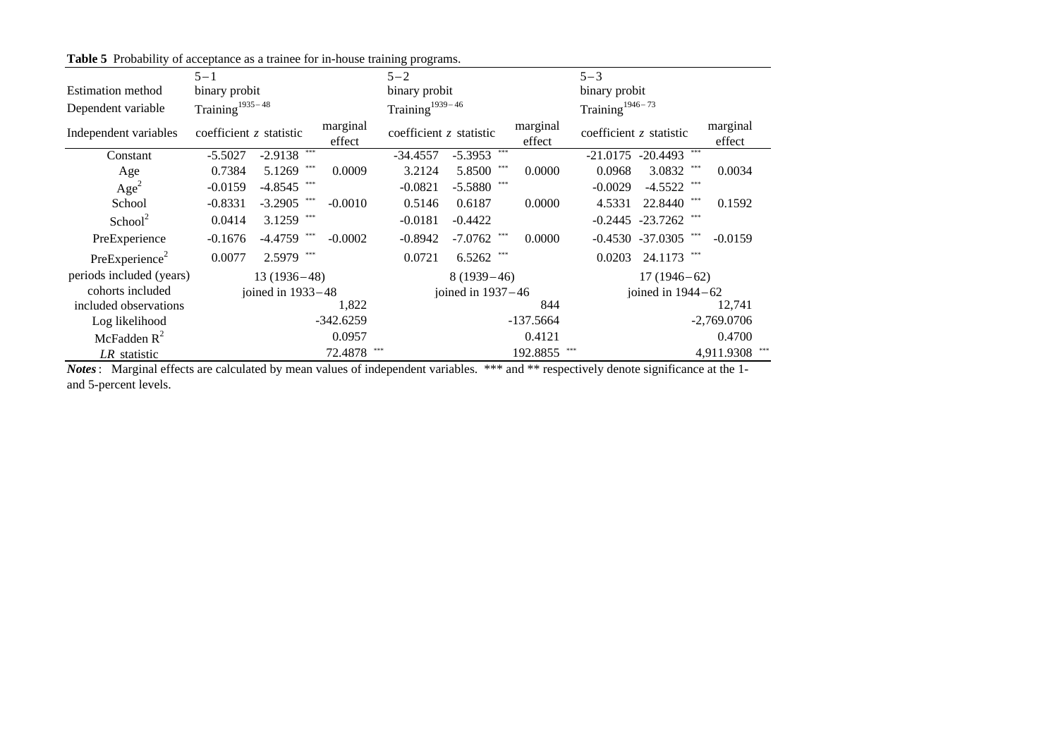**Table 5** Probability of acceptance as a trainee for in-house training programs.

| | 5−1 | | | 5−2 | | | 5−3 | | |
|---|---|---|---|---|---|---|---|---|---|
| Estimation method | binary probit | | | binary probit | | | binary probit | | |
| Dependent variable | $\text{Training}^{1935-48}$ | | | $\text{Training}^{1939-46}$ | | | $\text{Training}^{1946-73}$ | | |
| Independent variables | coefficient | *z* statistic | marginal effect | coefficient | *z* statistic | marginal effect | coefficient | *z* statistic | marginal effect |
| Constant | -5.5027 | -2.9138 *** | | -34.4557 | -5.3953 *** | | -21.0175 | -20.4493 *** | |
| Age | 0.7384 | 5.1269 *** | 0.0009 | 3.2124 | 5.8500 *** | 0.0000 | 0.0968 | 3.0832 *** | 0.0034 |
| $\text{Age}^2$ | -0.0159 | -4.8545 *** | | -0.0821 | -5.5880 *** | | -0.0029 | -4.5522 *** | |
| School | -0.8331 | -3.2905 *** | -0.0010 | 0.5146 | 0.6187 | 0.0000 | 4.5331 | 22.8440 *** | 0.1592 |
| $\text{School}^2$ | 0.0414 | 3.1259 *** | | -0.0181 | -0.4422 | | -0.2445 | -23.7262 *** | |
| PreExperience | -0.1676 | -4.4759 *** | -0.0002 | -0.8942 | -7.0762 *** | 0.0000 | -0.4530 | -37.0305 *** | -0.0159 |
| $\text{PreExperience}^2$ | 0.0077 | 2.5979 *** | | 0.0721 | 6.5262 *** | | 0.0203 | 24.1173 *** | |
| periods included (years) | 13 (1936−48) | | | 8 (1939−46) | | | 17 (1946−62) | | |
| cohorts included | joined in 1933−48 | | | joined in 1937−46 | | | joined in 1944−62 | | |
| included observations | | | 1,822 | | | 844 | | | 12,741 |
| Log likelihood | | | -342.6259 | | | -137.5664 | | | -2,769.0706 |
| McFadden $R^2$ | | | 0.0957 | | | 0.4121 | | | 0.4700 |
| *LR* statistic | | | 72.4878 *** | | | 192.8855 *** | | | 4,911.9308 *** |

***Notes***: Marginal effects are calculated by mean values of independent variables. *** and ** respectively denote significance at the 1- and 5-percent levels.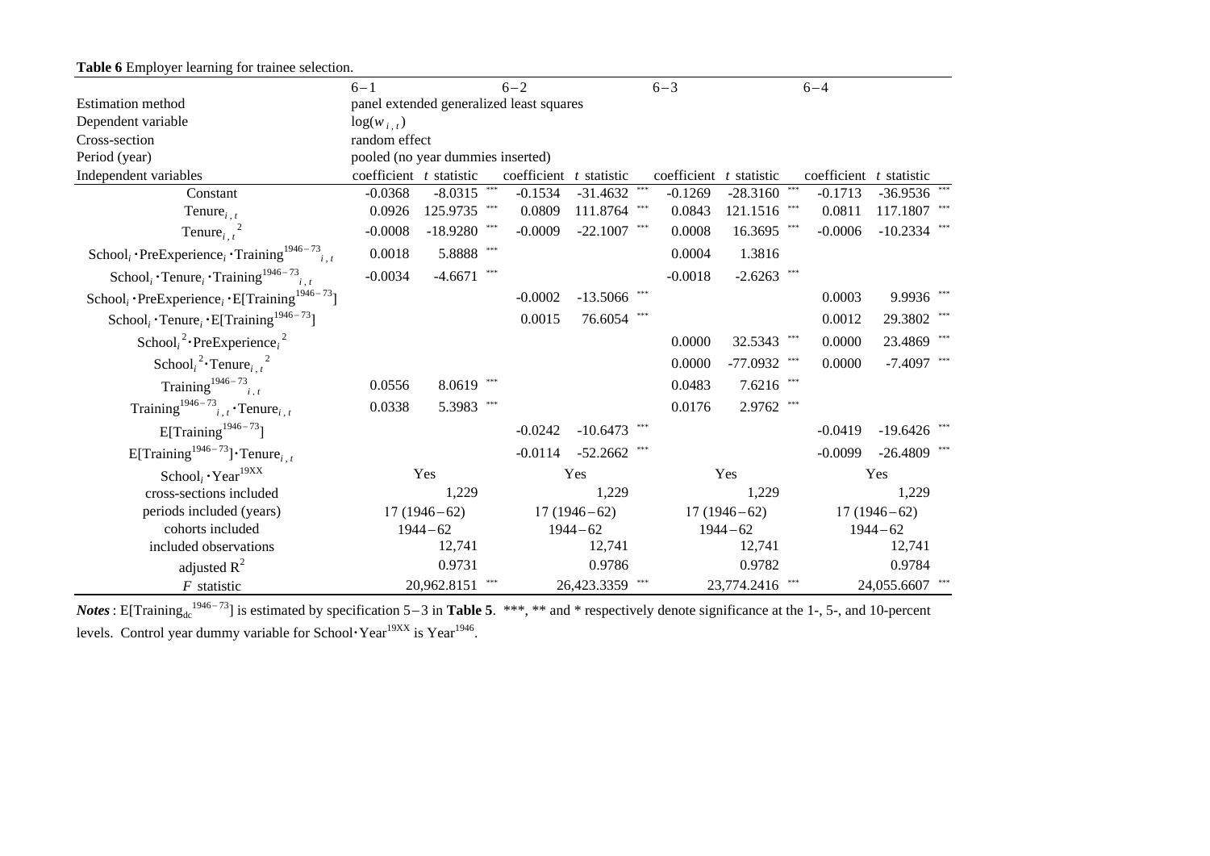**Table 6** Employer learning for trainee selection.

| | 6−1 | | | 6−2 | | | 6−3 | | | 6−4 | | |
|---|---|---|---|---|---|---|---|---|---|---|---|---|
| Estimation method | panel extended generalized least squares | | | | | | | | | | | |
| Dependent variable | $\log(w_{i,t})$ | | | | | | | | | | | |
| Cross-section | random effect | | | | | | | | | | | |
| Period (year) | pooled (no year dummies inserted) | | | | | | | | | | | |
| Independent variables | coefficient | *t* statistic | | coefficient | *t* statistic | | coefficient | *t* statistic | | coefficient | *t* statistic | |
| Constant | -0.0368 | -8.0315 | *** | -0.1534 | -31.4632 | *** | -0.1269 | -28.3160 | *** | -0.1713 | -36.9536 | *** |
| $\text{Tenure}_{i,t}$ | 0.0926 | 125.9735 | *** | 0.0809 | 111.8764 | *** | 0.0843 | 121.1516 | *** | 0.0811 | 117.1807 | *** |
| $\text{Tenure}_{i,t}^{2}$ | -0.0008 | -18.9280 | *** | -0.0009 | -22.1007 | *** | 0.0008 | 16.3695 | *** | -0.0006 | -10.2334 | *** |
| $\text{School}_i \cdot \text{PreExperience}_i \cdot \text{Training}^{1946-73}_{i,t}$ | 0.0018 | 5.8888 | *** | | | | 0.0004 | 1.3816 | | | | |
| $\text{School}_i \cdot \text{Tenure}_i \cdot \text{Training}^{1946-73}_{i,t}$ | -0.0034 | -4.6671 | *** | | | | -0.0018 | -2.6263 | *** | | | |
| $\text{School}_i \cdot \text{PreExperience}_i \cdot \text{E}[\text{Training}^{1946-73}]$ | | | | -0.0002 | -13.5066 | *** | | | | 0.0003 | 9.9936 | *** |
| $\text{School}_i \cdot \text{Tenure}_i \cdot \text{E}[\text{Training}^{1946-73}]$ | | | | 0.0015 | 76.6054 | *** | | | | 0.0012 | 29.3802 | *** |
| $\text{School}_i^{2} \cdot \text{PreExperience}_i^{2}$ | | | | | | | 0.0000 | 32.5343 | *** | 0.0000 | 23.4869 | *** |
| $\text{School}_i^{2} \cdot \text{Tenure}_{i,t}^{2}$ | | | | | | | 0.0000 | -77.0932 | *** | 0.0000 | -7.4097 | *** |
| $\text{Training}^{1946-73}_{i,t}$ | 0.0556 | 8.0619 | *** | | | | 0.0483 | 7.6216 | *** | | | |
| $\text{Training}^{1946-73}_{i,t} \cdot \text{Tenure}_{i,t}$ | 0.0338 | 5.3983 | *** | | | | 0.0176 | 2.9762 | *** | | | |
| $\text{E}[\text{Training}^{1946-73}]$ | | | | -0.0242 | -10.6473 | *** | | | | -0.0419 | -19.6426 | *** |
| $\text{E}[\text{Training}^{1946-73}] \cdot \text{Tenure}_{i,t}$ | | | | -0.0114 | -52.2662 | *** | | | | -0.0099 | -26.4809 | *** |
| $\text{School}_i \cdot \text{Year}^{19XX}$ | Yes | | | Yes | | | Yes | | | Yes | | |
| cross-sections included | | 1,229 | | | 1,229 | | | 1,229 | | | 1,229 | |
| periods included (years) | 17 (1946−62) | | | 17 (1946−62) | | | 17 (1946−62) | | | 17 (1946−62) | | |
| cohorts included | 1944−62 | | | 1944−62 | | | 1944−62 | | | 1944−62 | | |
| included observations | | 12,741 | | | 12,741 | | | 12,741 | | | 12,741 | |
| adjusted $R^2$ | | 0.9731 | | | 0.9786 | | | 0.9782 | | | 0.9784 | |
| *F* statistic | | 20,962.8151 | *** | | 26,423.3359 | *** | | 23,774.2416 | *** | | 24,055.6607 | *** |

***Notes***: $\text{E}[\text{Training}_{dc}^{1946-73}]$ is estimated by specification 5−3 in **Table 5**. ***, ** and * respectively denote significance at the 1-, 5-, and 10-percent levels. Control year dummy variable for $\text{School} \cdot \text{Year}^{19XX}$ is $\text{Year}^{1946}$.